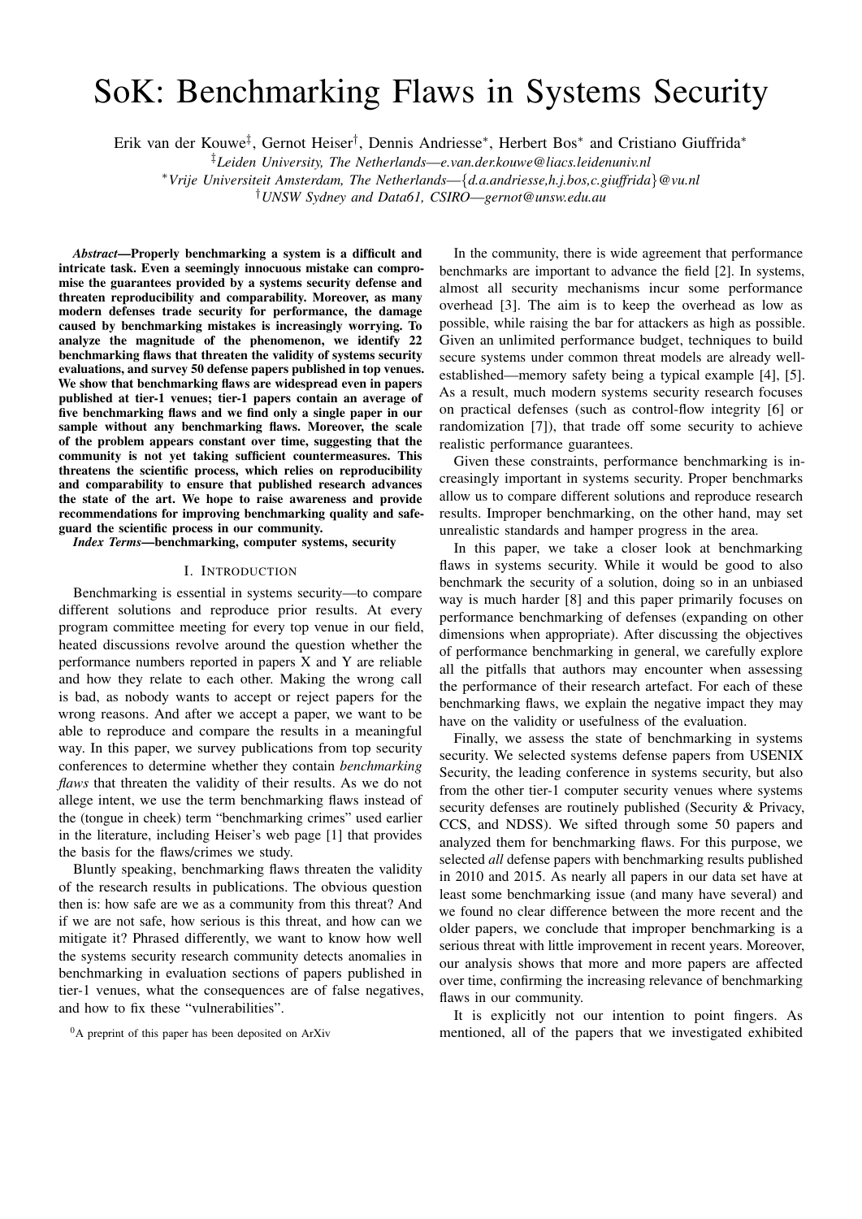# SoK: Benchmarking Flaws in Systems Security

Erik van der Kouwe[‡], Gernot Heiser[†], Dennis Andriesse[*], Herbert Bos[*] and Cristiano Giuffrida[*]

[‡]*Leiden University, The Netherlands—e.van.der.kouwe@liacs.leidenuniv.nl*

[*]*Vrije Universiteit Amsterdam, The Netherlands—{d.a.andriesse,h.j.bos,c.giuffrida}@vu.nl*

[†]*UNSW Sydney and Data61, CSIRO—gernot@unsw.edu.au*

***Abstract*—Properly benchmarking a system is a difficult and intricate task. Even a seemingly innocuous mistake can compromise the guarantees provided by a systems security defense and threaten reproducibility and comparability. Moreover, as many modern defenses trade security for performance, the damage caused by benchmarking mistakes is increasingly worrying. To analyze the magnitude of the phenomenon, we identify 22 benchmarking flaws that threaten the validity of systems security evaluations, and survey 50 defense papers published in top venues. We show that benchmarking flaws are widespread even in papers published at tier-1 venues; tier-1 papers contain an average of five benchmarking flaws and we find only a single paper in our sample without any benchmarking flaws. Moreover, the scale of the problem appears constant over time, suggesting that the community is not yet taking sufficient countermeasures. This threatens the scientific process, which relies on reproducibility and comparability to ensure that published research advances the state of the art. We hope to raise awareness and provide recommendations for improving benchmarking quality and safeguard the scientific process in our community.**

***Index Terms*—benchmarking, computer systems, security**

## I. Introduction

Benchmarking is essential in systems security—to compare different solutions and reproduce prior results. At every program committee meeting for every top venue in our field, heated discussions revolve around the question whether the performance numbers reported in papers X and Y are reliable and how they relate to each other. Making the wrong call is bad, as nobody wants to accept or reject papers for the wrong reasons. And after we accept a paper, we want to be able to reproduce and compare the results in a meaningful way. In this paper, we survey publications from top security conferences to determine whether they contain *benchmarking flaws* that threaten the validity of their results. As we do not allege intent, we use the term benchmarking flaws instead of the (tongue in cheek) term "benchmarking crimes" used earlier in the literature, including Heiser's web page [1] that provides the basis for the flaws/crimes we study.

Bluntly speaking, benchmarking flaws threaten the validity of the research results in publications. The obvious question then is: how safe are we as a community from this threat? And if we are not safe, how serious is this threat, and how can we mitigate it? Phrased differently, we want to know how well the systems security research community detects anomalies in benchmarking in evaluation sections of papers published in tier-1 venues, what the consequences are of false negatives, and how to fix these "vulnerabilities".

In the community, there is wide agreement that performance benchmarks are important to advance the field [2]. In systems, almost all security mechanisms incur some performance overhead [3]. The aim is to keep the overhead as low as possible, while raising the bar for attackers as high as possible. Given an unlimited performance budget, techniques to build secure systems under common threat models are already well-established—memory safety being a typical example [4], [5]. As a result, much modern systems security research focuses on practical defenses (such as control-flow integrity [6] or randomization [7]), that trade off some security to achieve realistic performance guarantees.

Given these constraints, performance benchmarking is increasingly important in systems security. Proper benchmarks allow us to compare different solutions and reproduce research results. Improper benchmarking, on the other hand, may set unrealistic standards and hamper progress in the area.

In this paper, we take a closer look at benchmarking flaws in systems security. While it would be good to also benchmark the security of a solution, doing so in an unbiased way is much harder [8] and this paper primarily focuses on performance benchmarking of defenses (expanding on other dimensions when appropriate). After discussing the objectives of performance benchmarking in general, we carefully explore all the pitfalls that authors may encounter when assessing the performance of their research artefact. For each of these benchmarking flaws, we explain the negative impact they may have on the validity or usefulness of the evaluation.

Finally, we assess the state of benchmarking in systems security. We selected systems defense papers from USENIX Security, the leading conference in systems security, but also from the other tier-1 computer security venues where systems security defenses are routinely published (Security & Privacy, CCS, and NDSS). We sifted through some 50 papers and analyzed them for benchmarking flaws. For this purpose, we selected *all* defense papers with benchmarking results published in 2010 and 2015. As nearly all papers in our data set have at least some benchmarking issue (and many have several) and we found no clear difference between the more recent and the older papers, we conclude that improper benchmarking is a serious threat with little improvement in recent years. Moreover, our analysis shows that more and more papers are affected over time, confirming the increasing relevance of benchmarking flaws in our community.

It is explicitly not our intention to point fingers. As mentioned, all of the papers that we investigated exhibited

[0]A preprint of this paper has been deposited on ArXiv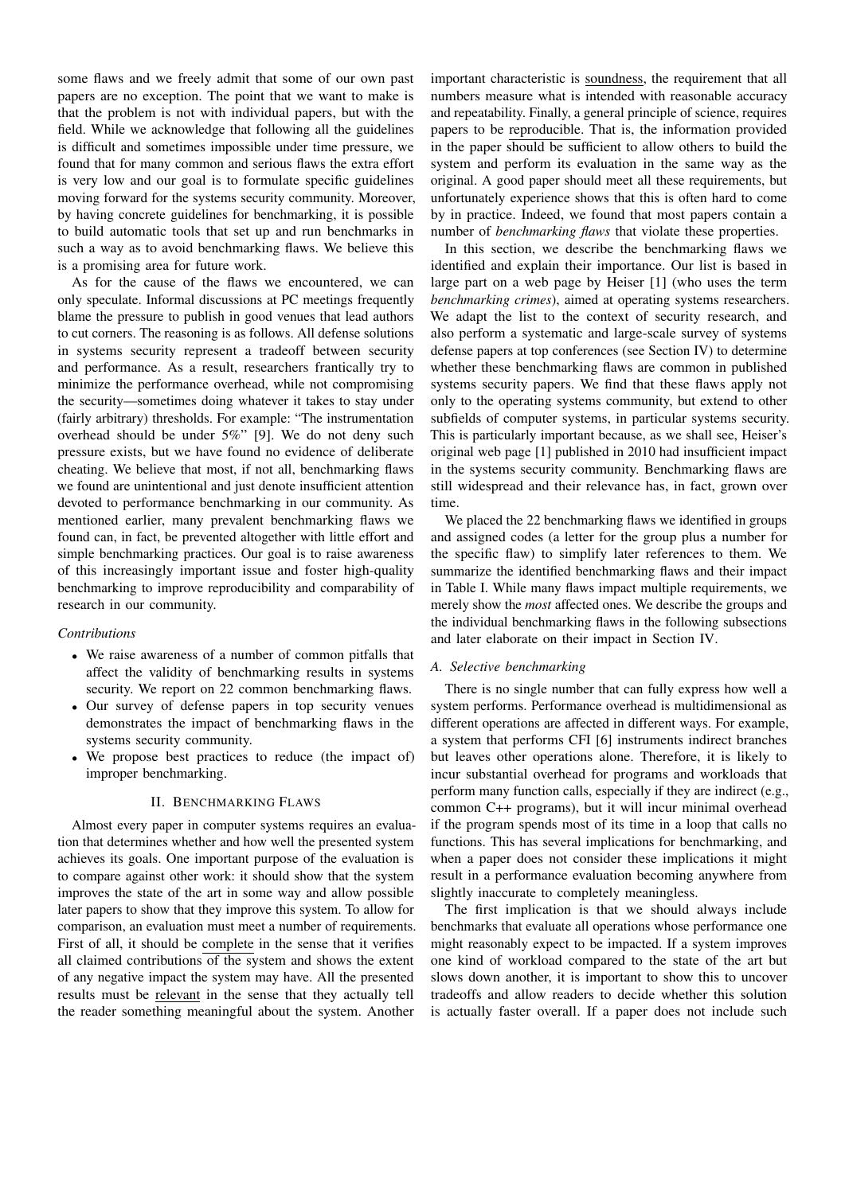some flaws and we freely admit that some of our own past papers are no exception. The point that we want to make is that the problem is not with individual papers, but with the field. While we acknowledge that following all the guidelines is difficult and sometimes impossible under time pressure, we found that for many common and serious flaws the extra effort is very low and our goal is to formulate specific guidelines moving forward for the systems security community. Moreover, by having concrete guidelines for benchmarking, it is possible to build automatic tools that set up and run benchmarks in such a way as to avoid benchmarking flaws. We believe this is a promising area for future work.

As for the cause of the flaws we encountered, we can only speculate. Informal discussions at PC meetings frequently blame the pressure to publish in good venues that lead authors to cut corners. The reasoning is as follows. All defense solutions in systems security represent a tradeoff between security and performance. As a result, researchers frantically try to minimize the performance overhead, while not compromising the security—sometimes doing whatever it takes to stay under (fairly arbitrary) thresholds. For example: "The instrumentation overhead should be under 5%" [9]. We do not deny such pressure exists, but we have found no evidence of deliberate cheating. We believe that most, if not all, benchmarking flaws we found are unintentional and just denote insufficient attention devoted to performance benchmarking in our community. As mentioned earlier, many prevalent benchmarking flaws we found can, in fact, be prevented altogether with little effort and simple benchmarking practices. Our goal is to raise awareness of this increasingly important issue and foster high-quality benchmarking to improve reproducibility and comparability of research in our community.

*Contributions*

- We raise awareness of a number of common pitfalls that affect the validity of benchmarking results in systems security. We report on 22 common benchmarking flaws.
- Our survey of defense papers in top security venues demonstrates the impact of benchmarking flaws in the systems security community.
- We propose best practices to reduce (the impact of) improper benchmarking.

## II. Benchmarking Flaws

Almost every paper in computer systems requires an evaluation that determines whether and how well the presented system achieves its goals. One important purpose of the evaluation is to compare against other work: it should show that the system improves the state of the art in some way and allow possible later papers to show that they improve this system. To allow for comparison, an evaluation must meet a number of requirements. First of all, it should be complete in the sense that it verifies all claimed contributions of the system and shows the extent of any negative impact the system may have. All the presented results must be relevant in the sense that they actually tell the reader something meaningful about the system. Another important characteristic is soundness, the requirement that all numbers measure what is intended with reasonable accuracy and repeatability. Finally, a general principle of science, requires papers to be reproducible. That is, the information provided in the paper should be sufficient to allow others to build the system and perform its evaluation in the same way as the original. A good paper should meet all these requirements, but unfortunately experience shows that this is often hard to come by in practice. Indeed, we found that most papers contain a number of *benchmarking flaws* that violate these properties.

In this section, we describe the benchmarking flaws we identified and explain their importance. Our list is based in large part on a web page by Heiser [1] (who uses the term *benchmarking crimes*), aimed at operating systems researchers. We adapt the list to the context of security research, and also perform a systematic and large-scale survey of systems defense papers at top conferences (see Section IV) to determine whether these benchmarking flaws are common in published systems security papers. We find that these flaws apply not only to the operating systems community, but extend to other subfields of computer systems, in particular systems security. This is particularly important because, as we shall see, Heiser's original web page [1] published in 2010 had insufficient impact in the systems security community. Benchmarking flaws are still widespread and their relevance has, in fact, grown over time.

We placed the 22 benchmarking flaws we identified in groups and assigned codes (a letter for the group plus a number for the specific flaw) to simplify later references to them. We summarize the identified benchmarking flaws and their impact in Table I. While many flaws impact multiple requirements, we merely show the *most* affected ones. We describe the groups and the individual benchmarking flaws in the following subsections and later elaborate on their impact in Section IV.

### A. Selective benchmarking

There is no single number that can fully express how well a system performs. Performance overhead is multidimensional as different operations are affected in different ways. For example, a system that performs CFI [6] instruments indirect branches but leaves other operations alone. Therefore, it is likely to incur substantial overhead for programs and workloads that perform many function calls, especially if they are indirect (e.g., common C++ programs), but it will incur minimal overhead if the program spends most of its time in a loop that calls no functions. This has several implications for benchmarking, and when a paper does not consider these implications it might result in a performance evaluation becoming anywhere from slightly inaccurate to completely meaningless.

The first implication is that we should always include benchmarks that evaluate all operations whose performance one might reasonably expect to be impacted. If a system improves one kind of workload compared to the state of the art but slows down another, it is important to show this to uncover tradeoffs and allow readers to decide whether this solution is actually faster overall. If a paper does not include such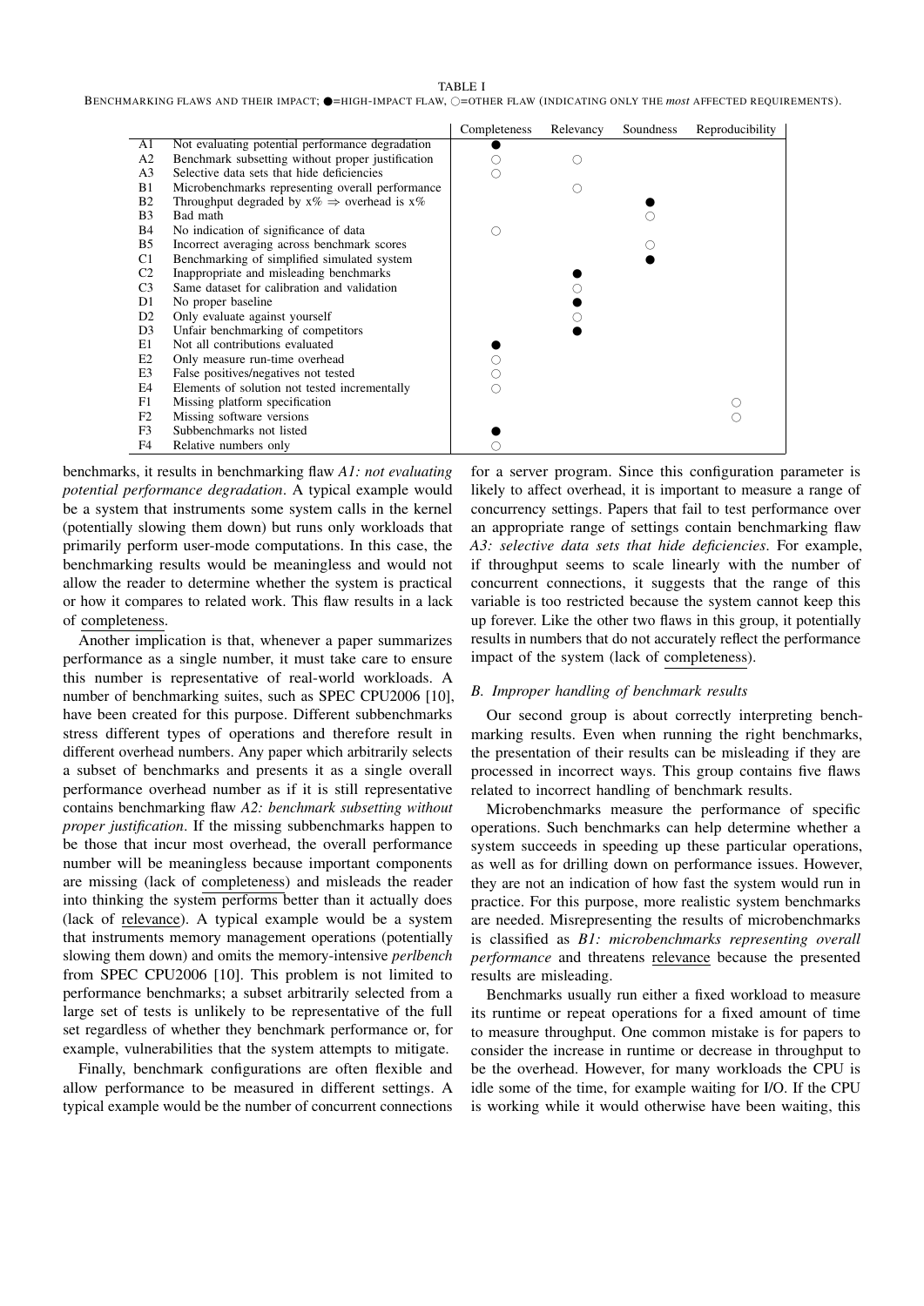TABLE I

BENCHMARKING FLAWS AND THEIR IMPACT; ●=HIGH-IMPACT FLAW, ○=OTHER FLAW (INDICATING ONLY THE *most* AFFECTED REQUIREMENTS).

| | | Completeness | Relevancy | Soundness | Reproducibility |
|---|---|---|---|---|---|
| A1 | Not evaluating potential performance degradation | ● | | | |
| A2 | Benchmark subsetting without proper justification | ○ | ○ | | |
| A3 | Selective data sets that hide deficiencies | ○ | | | |
| B1 | Microbenchmarks representing overall performance | | ○ | | |
| B2 | Throughput degraded by x% ⇒ overhead is x% | | | ● | |
| B3 | Bad math | | | ○ | |
| B4 | No indication of significance of data | ○ | | | |
| B5 | Incorrect averaging across benchmark scores | | | ○ | |
| C1 | Benchmarking of simplified simulated system | | | ● | |
| C2 | Inappropriate and misleading benchmarks | | ● | | |
| C3 | Same dataset for calibration and validation | | ○ | | |
| D1 | No proper baseline | | ● | | |
| D2 | Only evaluate against yourself | | ○ | | |
| D3 | Unfair benchmarking of competitors | | ● | | |
| E1 | Not all contributions evaluated | ● | | | |
| E2 | Only measure run-time overhead | ○ | | | |
| E3 | False positives/negatives not tested | ○ | | | |
| E4 | Elements of solution not tested incrementally | ○ | | | |
| F1 | Missing platform specification | | | | ○ |
| F2 | Missing software versions | | | | ○ |
| F3 | Subbenchmarks not listed | ● | | | |
| F4 | Relative numbers only | ○ | | | |

benchmarks, it results in benchmarking flaw *A1: not evaluating potential performance degradation*. A typical example would be a system that instruments some system calls in the kernel (potentially slowing them down) but runs only workloads that primarily perform user-mode computations. In this case, the benchmarking results would be meaningless and would not allow the reader to determine whether the system is practical or how it compares to related work. This flaw results in a lack of completeness.

Another implication is that, whenever a paper summarizes performance as a single number, it must take care to ensure this number is representative of real-world workloads. A number of benchmarking suites, such as SPEC CPU2006 [10], have been created for this purpose. Different subbenchmarks stress different types of operations and therefore result in different overhead numbers. Any paper which arbitrarily selects a subset of benchmarks and presents it as a single overall performance overhead number as if it is still representative contains benchmarking flaw *A2: benchmark subsetting without proper justification*. If the missing subbenchmarks happen to be those that incur most overhead, the overall performance number will be meaningless because important components are missing (lack of completeness) and misleads the reader into thinking the system performs better than it actually does (lack of relevance). A typical example would be a system that instruments memory management operations (potentially slowing them down) and omits the memory-intensive *perlbench* from SPEC CPU2006 [10]. This problem is not limited to performance benchmarks; a subset arbitrarily selected from a large set of tests is unlikely to be representative of the full set regardless of whether they benchmark performance or, for example, vulnerabilities that the system attempts to mitigate.

Finally, benchmark configurations are often flexible and allow performance to be measured in different settings. A typical example would be the number of concurrent connections for a server program. Since this configuration parameter is likely to affect overhead, it is important to measure a range of concurrency settings. Papers that fail to test performance over an appropriate range of settings contain benchmarking flaw *A3: selective data sets that hide deficiencies*. For example, if throughput seems to scale linearly with the number of concurrent connections, it suggests that the range of this variable is too restricted because the system cannot keep this up forever. Like the other two flaws in this group, it potentially results in numbers that do not accurately reflect the performance impact of the system (lack of completeness).

### *B. Improper handling of benchmark results*

Our second group is about correctly interpreting benchmarking results. Even when running the right benchmarks, the presentation of their results can be misleading if they are processed in incorrect ways. This group contains five flaws related to incorrect handling of benchmark results.

Microbenchmarks measure the performance of specific operations. Such benchmarks can help determine whether a system succeeds in speeding up these particular operations, as well as for drilling down on performance issues. However, they are not an indication of how fast the system would run in practice. For this purpose, more realistic system benchmarks are needed. Misrepresenting the results of microbenchmarks is classified as *B1: microbenchmarks representing overall performance* and threatens relevance because the presented results are misleading.

Benchmarks usually run either a fixed workload to measure its runtime or repeat operations for a fixed amount of time to measure throughput. One common mistake is for papers to consider the increase in runtime or decrease in throughput to be the overhead. However, for many workloads the CPU is idle some of the time, for example waiting for I/O. If the CPU is working while it would otherwise have been waiting, this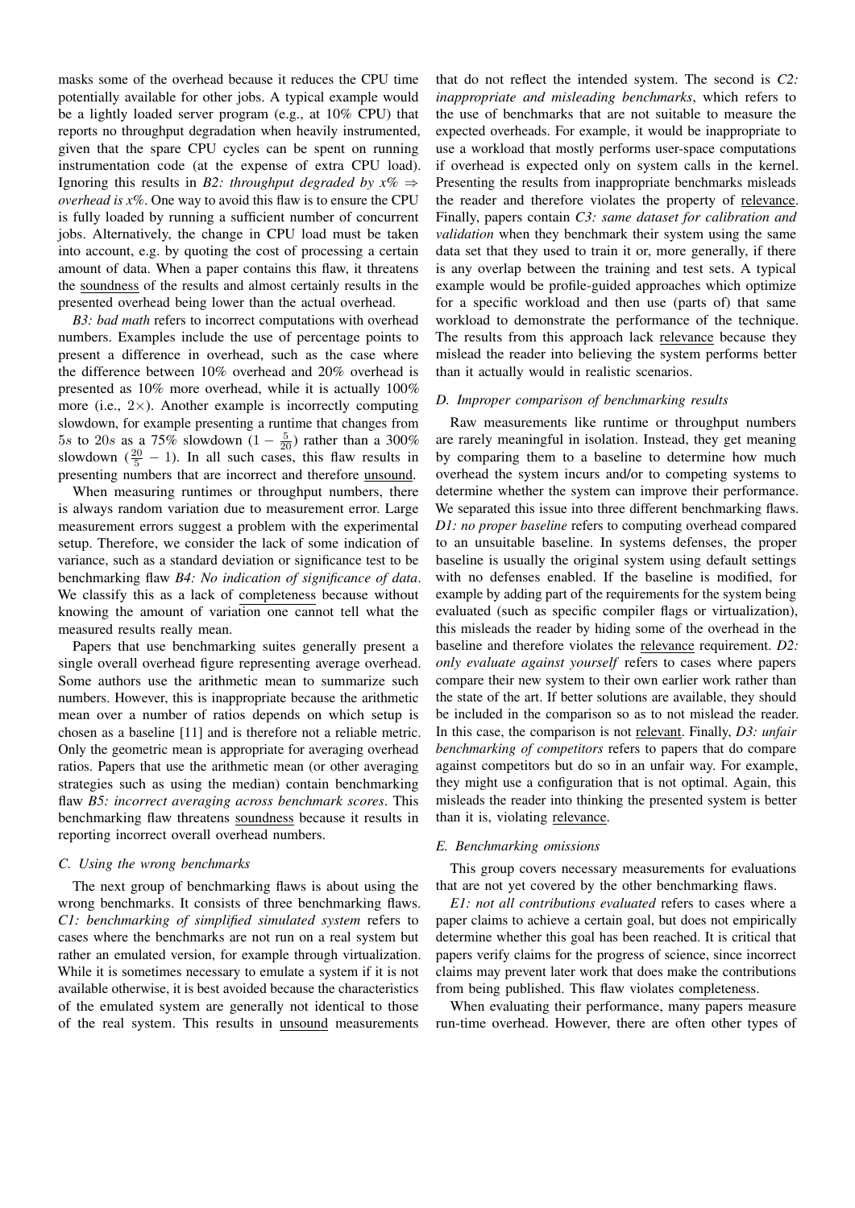masks some of the overhead because it reduces the CPU time potentially available for other jobs. A typical example would be a lightly loaded server program (e.g., at 10% CPU) that reports no throughput degradation when heavily instrumented, given that the spare CPU cycles can be spent on running instrumentation code (at the expense of extra CPU load). Ignoring this results in *B2: throughput degraded by x% ⇒ overhead is x%*. One way to avoid this flaw is to ensure the CPU is fully loaded by running a sufficient number of concurrent jobs. Alternatively, the change in CPU load must be taken into account, e.g. by quoting the cost of processing a certain amount of data. When a paper contains this flaw, it threatens the soundness of the results and almost certainly results in the presented overhead being lower than the actual overhead.

*B3: bad math* refers to incorrect computations with overhead numbers. Examples include the use of percentage points to present a difference in overhead, such as the case where the difference between 10% overhead and 20% overhead is presented as 10% more overhead, while it is actually 100% more (i.e., 2×). Another example is incorrectly computing slowdown, for example presenting a runtime that changes from $5s$ to $20s$ as a 75% slowdown ($1 - \frac{5}{20}$) rather than a 300% slowdown ($\frac{20}{5} - 1$). In all such cases, this flaw results in presenting numbers that are incorrect and therefore unsound.

When measuring runtimes or throughput numbers, there is always random variation due to measurement error. Large measurement errors suggest a problem with the experimental setup. Therefore, we consider the lack of some indication of variance, such as a standard deviation or significance test to be benchmarking flaw *B4: No indication of significance of data*. We classify this as a lack of completeness because without knowing the amount of variation one cannot tell what the measured results really mean.

Papers that use benchmarking suites generally present a single overall overhead figure representing average overhead. Some authors use the arithmetic mean to summarize such numbers. However, this is inappropriate because the arithmetic mean over a number of ratios depends on which setup is chosen as a baseline [11] and is therefore not a reliable metric. Only the geometric mean is appropriate for averaging overhead ratios. Papers that use the arithmetic mean (or other averaging strategies such as using the median) contain benchmarking flaw *B5: incorrect averaging across benchmark scores*. This benchmarking flaw threatens soundness because it results in reporting incorrect overall overhead numbers.

### C. Using the wrong benchmarks

The next group of benchmarking flaws is about using the wrong benchmarks. It consists of three benchmarking flaws. *C1: benchmarking of simplified simulated system* refers to cases where the benchmarks are not run on a real system but rather an emulated version, for example through virtualization. While it is sometimes necessary to emulate a system if it is not available otherwise, it is best avoided because the characteristics of the emulated system are generally not identical to those of the real system. This results in unsound measurements that do not reflect the intended system. The second is *C2: inappropriate and misleading benchmarks*, which refers to the use of benchmarks that are not suitable to measure the expected overheads. For example, it would be inappropriate to use a workload that mostly performs user-space computations if overhead is expected only on system calls in the kernel. Presenting the results from inappropriate benchmarks misleads the reader and therefore violates the property of relevance. Finally, papers contain *C3: same dataset for calibration and validation* when they benchmark their system using the same data set that they used to train it or, more generally, if there is any overlap between the training and test sets. A typical example would be profile-guided approaches which optimize for a specific workload and then use (parts of) that same workload to demonstrate the performance of the technique. The results from this approach lack relevance because they mislead the reader into believing the system performs better than it actually would in realistic scenarios.

### D. Improper comparison of benchmarking results

Raw measurements like runtime or throughput numbers are rarely meaningful in isolation. Instead, they get meaning by comparing them to a baseline to determine how much overhead the system incurs and/or to competing systems to determine whether the system can improve their performance. We separated this issue into three different benchmarking flaws. *D1: no proper baseline* refers to computing overhead compared to an unsuitable baseline. In systems defenses, the proper baseline is usually the original system using default settings with no defenses enabled. If the baseline is modified, for example by adding part of the requirements for the system being evaluated (such as specific compiler flags or virtualization), this misleads the reader by hiding some of the overhead in the baseline and therefore violates the relevance requirement. *D2: only evaluate against yourself* refers to cases where papers compare their new system to their own earlier work rather than the state of the art. If better solutions are available, they should be included in the comparison so as to not mislead the reader. In this case, the comparison is not relevant. Finally, *D3: unfair benchmarking of competitors* refers to papers that do compare against competitors but do so in an unfair way. For example, they might use a configuration that is not optimal. Again, this misleads the reader into thinking the presented system is better than it is, violating relevance.

### E. Benchmarking omissions

This group covers necessary measurements for evaluations that are not yet covered by the other benchmarking flaws.

*E1: not all contributions evaluated* refers to cases where a paper claims to achieve a certain goal, but does not empirically determine whether this goal has been reached. It is critical that papers verify claims for the progress of science, since incorrect claims may prevent later work that does make the contributions from being published. This flaw violates completeness.

When evaluating their performance, many papers measure run-time overhead. However, there are often other types of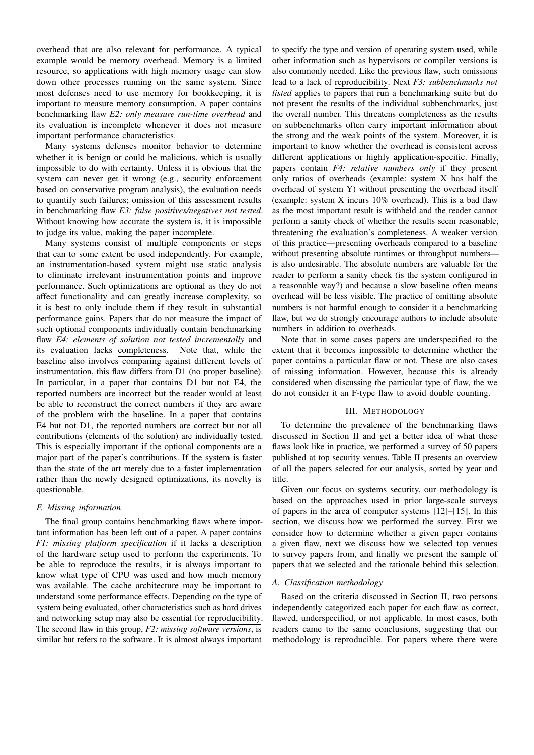overhead that are also relevant for performance. A typical example would be memory overhead. Memory is a limited resource, so applications with high memory usage can slow down other processes running on the same system. Since most defenses need to use memory for bookkeeping, it is important to measure memory consumption. A paper contains benchmarking flaw *E2: only measure run-time overhead* and its evaluation is incomplete whenever it does not measure important performance characteristics.

Many systems defenses monitor behavior to determine whether it is benign or could be malicious, which is usually impossible to do with certainty. Unless it is obvious that the system can never get it wrong (e.g., security enforcement based on conservative program analysis), the evaluation needs to quantify such failures; omission of this assessment results in benchmarking flaw *E3: false positives/negatives not tested*. Without knowing how accurate the system is, it is impossible to judge its value, making the paper incomplete.

Many systems consist of multiple components or steps that can to some extent be used independently. For example, an instrumentation-based system might use static analysis to eliminate irrelevant instrumentation points and improve performance. Such optimizations are optional as they do not affect functionality and can greatly increase complexity, so it is best to only include them if they result in substantial performance gains. Papers that do not measure the impact of such optional components individually contain benchmarking flaw *E4: elements of solution not tested incrementally* and its evaluation lacks completeness. Note that, while the baseline also involves comparing against different levels of instrumentation, this flaw differs from D1 (no proper baseline). In particular, in a paper that contains D1 but not E4, the reported numbers are incorrect but the reader would at least be able to reconstruct the correct numbers if they are aware of the problem with the baseline. In a paper that contains E4 but not D1, the reported numbers are correct but not all contributions (elements of the solution) are individually tested. This is especially important if the optional components are a major part of the paper's contributions. If the system is faster than the state of the art merely due to a faster implementation rather than the newly designed optimizations, its novelty is questionable.

### F. Missing information

The final group contains benchmarking flaws where important information has been left out of a paper. A paper contains *F1: missing platform specification* if it lacks a description of the hardware setup used to perform the experiments. To be able to reproduce the results, it is always important to know what type of CPU was used and how much memory was available. The cache architecture may be important to understand some performance effects. Depending on the type of system being evaluated, other characteristics such as hard drives and networking setup may also be essential for reproducibility. The second flaw in this group, *F2: missing software versions*, is similar but refers to the software. It is almost always important to specify the type and version of operating system used, while other information such as hypervisors or compiler versions is also commonly needed. Like the previous flaw, such omissions lead to a lack of reproducibility. Next *F3: subbenchmarks not listed* applies to papers that run a benchmarking suite but do not present the results of the individual subbenchmarks, just the overall number. This threatens completeness as the results on subbenchmarks often carry important information about the strong and the weak points of the system. Moreover, it is important to know whether the overhead is consistent across different applications or highly application-specific. Finally, papers contain *F4: relative numbers only* if they present only ratios of overheads (example: system X has half the overhead of system Y) without presenting the overhead itself (example: system X incurs 10% overhead). This is a bad flaw as the most important result is withheld and the reader cannot perform a sanity check of whether the results seem reasonable, threatening the evaluation's completeness. A weaker version of this practice—presenting overheads compared to a baseline without presenting absolute runtimes or throughput numbers—is also undesirable. The absolute numbers are valuable for the reader to perform a sanity check (is the system configured in a reasonable way?) and because a slow baseline often means overhead will be less visible. The practice of omitting absolute numbers is not harmful enough to consider it a benchmarking flaw, but we do strongly encourage authors to include absolute numbers in addition to overheads.

Note that in some cases papers are underspecified to the extent that it becomes impossible to determine whether the paper contains a particular flaw or not. These are also cases of missing information. However, because this is already considered when discussing the particular type of flaw, the we do not consider it an F-type flaw to avoid double counting.

## III. Methodology

To determine the prevalence of the benchmarking flaws discussed in Section II and get a better idea of what these flaws look like in practice, we performed a survey of 50 papers published at top security venues. Table II presents an overview of all the papers selected for our analysis, sorted by year and title.

Given our focus on systems security, our methodology is based on the approaches used in prior large-scale surveys of papers in the area of computer systems [12]–[15]. In this section, we discuss how we performed the survey. First we consider how to determine whether a given paper contains a given flaw, next we discuss how we selected top venues to survey papers from, and finally we present the sample of papers that we selected and the rationale behind this selection.

### A. Classification methodology

Based on the criteria discussed in Section II, two persons independently categorized each paper for each flaw as correct, flawed, underspecified, or not applicable. In most cases, both readers came to the same conclusions, suggesting that our methodology is reproducible. For papers where there were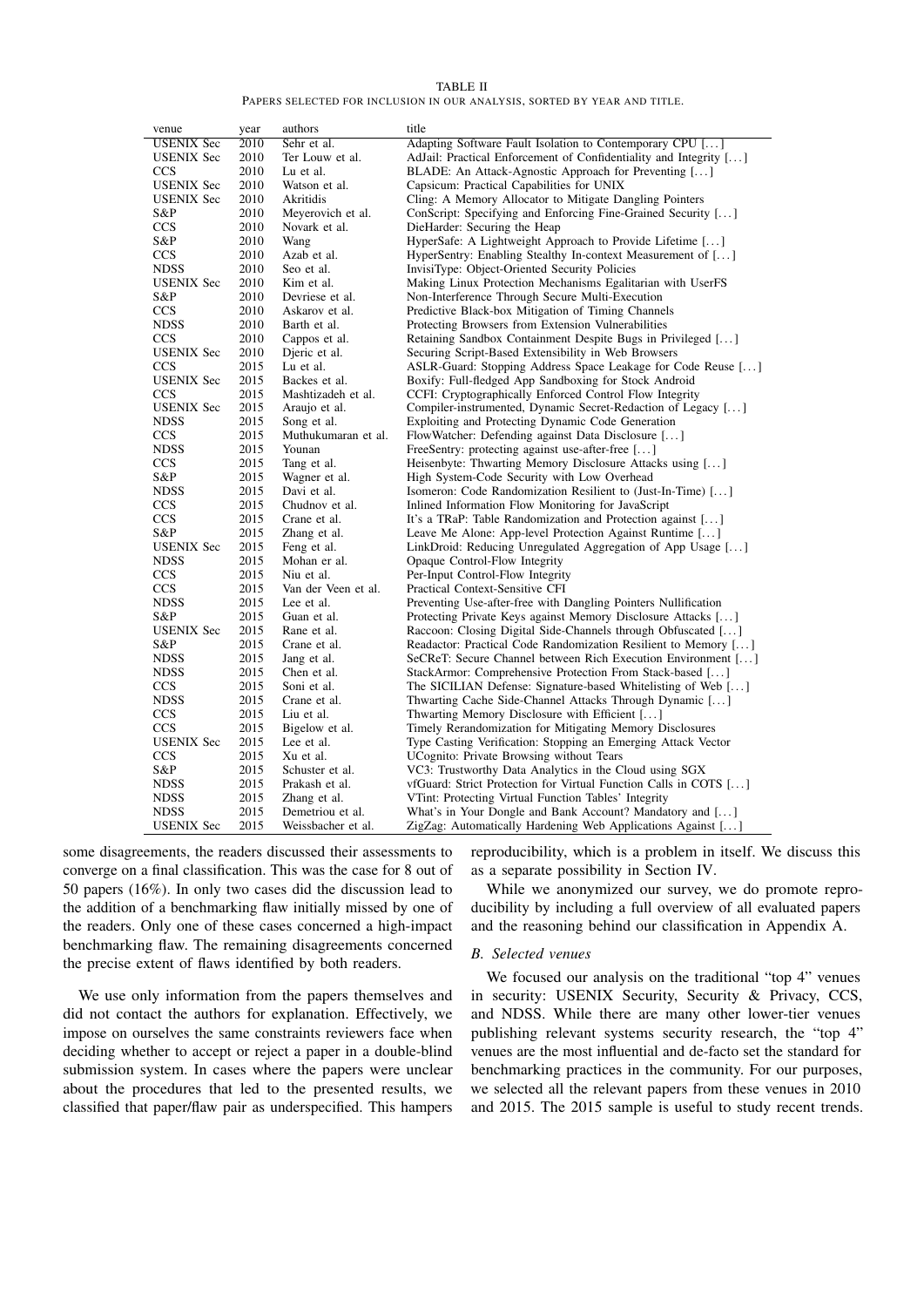TABLE II
PAPERS SELECTED FOR INCLUSION IN OUR ANALYSIS, SORTED BY YEAR AND TITLE.

| venue | year | authors | title |
|---|---|---|---|
| USENIX Sec | 2010 | Sehr et al. | Adapting Software Fault Isolation to Contemporary CPU [. . . ] |
| USENIX Sec | 2010 | Ter Louw et al. | AdJail: Practical Enforcement of Confidentiality and Integrity [. . . ] |
| CCS | 2010 | Lu et al. | BLADE: An Attack-Agnostic Approach for Preventing [. . . ] |
| USENIX Sec | 2010 | Watson et al. | Capsicum: Practical Capabilities for UNIX |
| USENIX Sec | 2010 | Akritidis | Cling: A Memory Allocator to Mitigate Dangling Pointers |
| S&P | 2010 | Meyerovich et al. | ConScript: Specifying and Enforcing Fine-Grained Security [. . . ] |
| CCS | 2010 | Novark et al. | DieHarder: Securing the Heap |
| S&P | 2010 | Wang | HyperSafe: A Lightweight Approach to Provide Lifetime [. . . ] |
| CCS | 2010 | Azab et al. | HyperSentry: Enabling Stealthy In-context Measurement of [. . . ] |
| NDSS | 2010 | Seo et al. | InvisiType: Object-Oriented Security Policies |
| USENIX Sec | 2010 | Kim et al. | Making Linux Protection Mechanisms Egalitarian with UserFS |
| S&P | 2010 | Devriese et al. | Non-Interference Through Secure Multi-Execution |
| CCS | 2010 | Askarov et al. | Predictive Black-box Mitigation of Timing Channels |
| NDSS | 2010 | Barth et al. | Protecting Browsers from Extension Vulnerabilities |
| CCS | 2010 | Cappos et al. | Retaining Sandbox Containment Despite Bugs in Privileged [. . . ] |
| USENIX Sec | 2010 | Djeric et al. | Securing Script-Based Extensibility in Web Browsers |
| CCS | 2015 | Lu et al. | ASLR-Guard: Stopping Address Space Leakage for Code Reuse [. . . ] |
| USENIX Sec | 2015 | Backes et al. | Boxify: Full-fledged App Sandboxing for Stock Android |
| CCS | 2015 | Mashtizadeh et al. | CCFI: Cryptographically Enforced Control Flow Integrity |
| USENIX Sec | 2015 | Araujo et al. | Compiler-instrumented, Dynamic Secret-Redaction of Legacy [. . . ] |
| NDSS | 2015 | Song et al. | Exploiting and Protecting Dynamic Code Generation |
| CCS | 2015 | Muthukumaran et al. | FlowWatcher: Defending against Data Disclosure [. . . ] |
| NDSS | 2015 | Younan | FreeSentry: protecting against use-after-free [. . . ] |
| CCS | 2015 | Tang et al. | Heisenbyte: Thwarting Memory Disclosure Attacks using [. . . ] |
| S&P | 2015 | Wagner et al. | High System-Code Security with Low Overhead |
| NDSS | 2015 | Davi et al. | Isomeron: Code Randomization Resilient to (Just-In-Time) [. . . ] |
| CCS | 2015 | Chudnov et al. | Inlined Information Flow Monitoring for JavaScript |
| CCS | 2015 | Crane et al. | It's a TRaP: Table Randomization and Protection against [. . . ] |
| S&P | 2015 | Zhang et al. | Leave Me Alone: App-level Protection Against Runtime [. . . ] |
| USENIX Sec | 2015 | Feng et al. | LinkDroid: Reducing Unregulated Aggregation of App Usage [. . . ] |
| NDSS | 2015 | Mohan er al. | Opaque Control-Flow Integrity |
| CCS | 2015 | Niu et al. | Per-Input Control-Flow Integrity |
| CCS | 2015 | Van der Veen et al. | Practical Context-Sensitive CFI |
| NDSS | 2015 | Lee et al. | Preventing Use-after-free with Dangling Pointers Nullification |
| S&P | 2015 | Guan et al. | Protecting Private Keys against Memory Disclosure Attacks [. . . ] |
| USENIX Sec | 2015 | Rane et al. | Raccoon: Closing Digital Side-Channels through Obfuscated [. . . ] |
| S&P | 2015 | Crane et al. | Readactor: Practical Code Randomization Resilient to Memory [. . . ] |
| NDSS | 2015 | Jang et al. | SeCReT: Secure Channel between Rich Execution Environment [. . . ] |
| NDSS | 2015 | Chen et al. | StackArmor: Comprehensive Protection From Stack-based [. . . ] |
| CCS | 2015 | Soni et al. | The SICILIAN Defense: Signature-based Whitelisting of Web [. . . ] |
| NDSS | 2015 | Crane et al. | Thwarting Cache Side-Channel Attacks Through Dynamic [. . . ] |
| CCS | 2015 | Liu et al. | Thwarting Memory Disclosure with Efficient [. . . ] |
| CCS | 2015 | Bigelow et al. | Timely Rerandomization for Mitigating Memory Disclosures |
| USENIX Sec | 2015 | Lee et al. | Type Casting Verification: Stopping an Emerging Attack Vector |
| CCS | 2015 | Xu et al. | UCognito: Private Browsing without Tears |
| S&P | 2015 | Schuster et al. | VC3: Trustworthy Data Analytics in the Cloud using SGX |
| NDSS | 2015 | Prakash et al. | vfGuard: Strict Protection for Virtual Function Calls in COTS [. . . ] |
| NDSS | 2015 | Zhang et al. | VTint: Protecting Virtual Function Tables' Integrity |
| NDSS | 2015 | Demetriou et al. | What's in Your Dongle and Bank Account? Mandatory and [. . . ] |
| USENIX Sec | 2015 | Weissbacher et al. | ZigZag: Automatically Hardening Web Applications Against [. . . ] |

some disagreements, the readers discussed their assessments to converge on a final classification. This was the case for 8 out of 50 papers (16%). In only two cases did the discussion lead to the addition of a benchmarking flaw initially missed by one of the readers. Only one of these cases concerned a high-impact benchmarking flaw. The remaining disagreements concerned the precise extent of flaws identified by both readers.

We use only information from the papers themselves and did not contact the authors for explanation. Effectively, we impose on ourselves the same constraints reviewers face when deciding whether to accept or reject a paper in a double-blind submission system. In cases where the papers were unclear about the procedures that led to the presented results, we classified that paper/flaw pair as underspecified. This hampers reproducibility, which is a problem in itself. We discuss this as a separate possibility in Section IV.

While we anonymized our survey, we do promote reproducibility by including a full overview of all evaluated papers and the reasoning behind our classification in Appendix A.

### B. Selected venues

We focused our analysis on the traditional "top 4" venues in security: USENIX Security, Security & Privacy, CCS, and NDSS. While there are many other lower-tier venues publishing relevant systems security research, the "top 4" venues are the most influential and de-facto set the standard for benchmarking practices in the community. For our purposes, we selected all the relevant papers from these venues in 2010 and 2015. The 2015 sample is useful to study recent trends.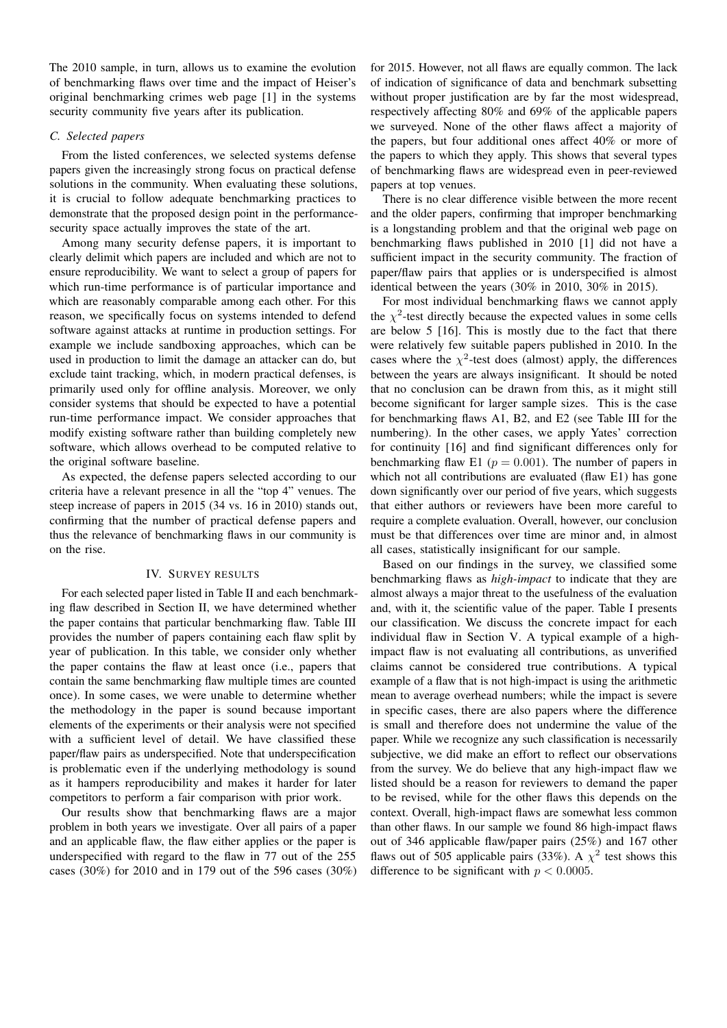The 2010 sample, in turn, allows us to examine the evolution of benchmarking flaws over time and the impact of Heiser's original benchmarking crimes web page [1] in the systems security community five years after its publication.

### C. Selected papers

From the listed conferences, we selected systems defense papers given the increasingly strong focus on practical defense solutions in the community. When evaluating these solutions, it is crucial to follow adequate benchmarking practices to demonstrate that the proposed design point in the performance-security space actually improves the state of the art.

Among many security defense papers, it is important to clearly delimit which papers are included and which are not to ensure reproducibility. We want to select a group of papers for which run-time performance is of particular importance and which are reasonably comparable among each other. For this reason, we specifically focus on systems intended to defend software against attacks at runtime in production settings. For example we include sandboxing approaches, which can be used in production to limit the damage an attacker can do, but exclude taint tracking, which, in modern practical defenses, is primarily used only for offline analysis. Moreover, we only consider systems that should be expected to have a potential run-time performance impact. We consider approaches that modify existing software rather than building completely new software, which allows overhead to be computed relative to the original software baseline.

As expected, the defense papers selected according to our criteria have a relevant presence in all the "top 4" venues. The steep increase of papers in 2015 (34 vs. 16 in 2010) stands out, confirming that the number of practical defense papers and thus the relevance of benchmarking flaws in our community is on the rise.

## IV. Survey results

For each selected paper listed in Table II and each benchmarking flaw described in Section II, we have determined whether the paper contains that particular benchmarking flaw. Table III provides the number of papers containing each flaw split by year of publication. In this table, we consider only whether the paper contains the flaw at least once (i.e., papers that contain the same benchmarking flaw multiple times are counted once). In some cases, we were unable to determine whether the methodology in the paper is sound because important elements of the experiments or their analysis were not specified with a sufficient level of detail. We have classified these paper/flaw pairs as underspecified. Note that underspecification is problematic even if the underlying methodology is sound as it hampers reproducibility and makes it harder for later competitors to perform a fair comparison with prior work.

Our results show that benchmarking flaws are a major problem in both years we investigate. Over all pairs of a paper and an applicable flaw, the flaw either applies or the paper is underspecified with regard to the flaw in 77 out of the 255 cases (30%) for 2010 and in 179 out of the 596 cases (30%) for 2015. However, not all flaws are equally common. The lack of indication of significance of data and benchmark subsetting without proper justification are by far the most widespread, respectively affecting 80% and 69% of the applicable papers we surveyed. None of the other flaws affect a majority of the papers, but four additional ones affect 40% or more of the papers to which they apply. This shows that several types of benchmarking flaws are widespread even in peer-reviewed papers at top venues.

There is no clear difference visible between the more recent and the older papers, confirming that improper benchmarking is a longstanding problem and that the original web page on benchmarking flaws published in 2010 [1] did not have a sufficient impact in the security community. The fraction of paper/flaw pairs that applies or is underspecified is almost identical between the years (30% in 2010, 30% in 2015).

For most individual benchmarking flaws we cannot apply the $\chi^2$-test directly because the expected values in some cells are below 5 [16]. This is mostly due to the fact that there were relatively few suitable papers published in 2010. In the cases where the $\chi^2$-test does (almost) apply, the differences between the years are always insignificant. It should be noted that no conclusion can be drawn from this, as it might still become significant for larger sample sizes. This is the case for benchmarking flaws A1, B2, and E2 (see Table III for the numbering). In the other cases, we apply Yates' correction for continuity [16] and find significant differences only for benchmarking flaw E1 ($p = 0.001$). The number of papers in which not all contributions are evaluated (flaw E1) has gone down significantly over our period of five years, which suggests that either authors or reviewers have been more careful to require a complete evaluation. Overall, however, our conclusion must be that differences over time are minor and, in almost all cases, statistically insignificant for our sample.

Based on our findings in the survey, we classified some benchmarking flaws as *high-impact* to indicate that they are almost always a major threat to the usefulness of the evaluation and, with it, the scientific value of the paper. Table I presents our classification. We discuss the concrete impact for each individual flaw in Section V. A typical example of a high-impact flaw is not evaluating all contributions, as unverified claims cannot be considered true contributions. A typical example of a flaw that is not high-impact is using the arithmetic mean to average overhead numbers; while the impact is severe in specific cases, there are also papers where the difference is small and therefore does not undermine the value of the paper. While we recognize any such classification is necessarily subjective, we did make an effort to reflect our observations from the survey. We do believe that any high-impact flaw we listed should be a reason for reviewers to demand the paper to be revised, while for the other flaws this depends on the context. Overall, high-impact flaws are somewhat less common than other flaws. In our sample we found 86 high-impact flaws out of 346 applicable flaw/paper pairs (25%) and 167 other flaws out of 505 applicable pairs (33%). A $\chi^2$ test shows this difference to be significant with $p < 0.0005$.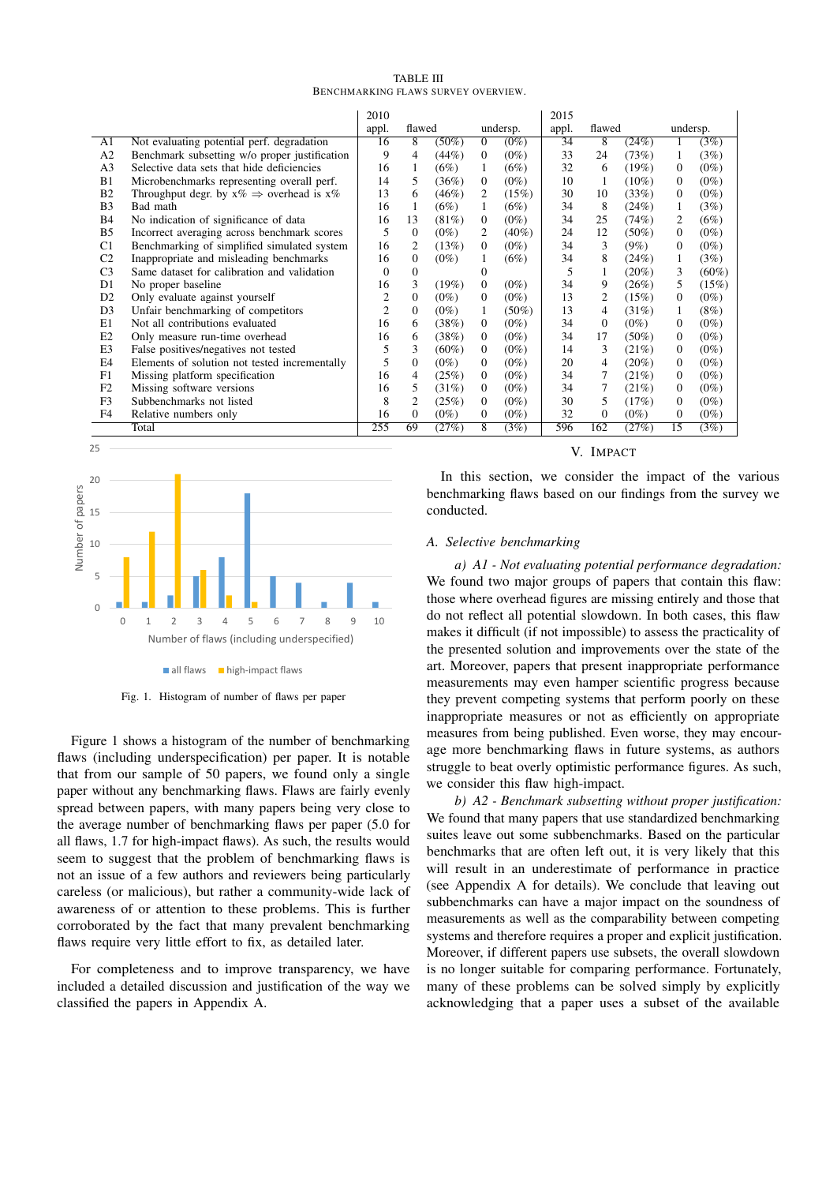TABLE III
BENCHMARKING FLAWS SURVEY OVERVIEW.

| | | 2010 appl. | flawed | | undersp. | | 2015 appl. | flawed | | undersp. | |
|---|---|---|---|---|---|---|---|---|---|---|---|
| A1 | Not evaluating potential perf. degradation | 16 | 8 | (50%) | 0 | (0%) | 34 | 8 | (24%) | 1 | (3%) |
| A2 | Benchmark subsetting w/o proper justification | 9 | 4 | (44%) | 0 | (0%) | 33 | 24 | (73%) | 1 | (3%) |
| A3 | Selective data sets that hide deficiencies | 16 | 1 | (6%) | 1 | (6%) | 32 | 6 | (19%) | 0 | (0%) |
| B1 | Microbenchmarks representing overall perf. | 14 | 5 | (36%) | 0 | (0%) | 10 | 1 | (10%) | 0 | (0%) |
| B2 | Throughput degr. by x% $\Rightarrow$ overhead is x% | 13 | 6 | (46%) | 2 | (15%) | 30 | 10 | (33%) | 0 | (0%) |
| B3 | Bad math | 16 | 1 | (6%) | 1 | (6%) | 34 | 8 | (24%) | 1 | (3%) |
| B4 | No indication of significance of data | 16 | 13 | (81%) | 0 | (0%) | 34 | 25 | (74%) | 2 | (6%) |
| B5 | Incorrect averaging across benchmark scores | 5 | 0 | (0%) | 2 | (40%) | 24 | 12 | (50%) | 0 | (0%) |
| C1 | Benchmarking of simplified simulated system | 16 | 2 | (13%) | 0 | (0%) | 34 | 3 | (9%) | 0 | (0%) |
| C2 | Inappropriate and misleading benchmarks | 16 | 0 | (0%) | 1 | (6%) | 34 | 8 | (24%) | 1 | (3%) |
| C3 | Same dataset for calibration and validation | 0 | 0 | | 0 | | 5 | 1 | (20%) | 3 | (60%) |
| D1 | No proper baseline | 16 | 3 | (19%) | 0 | (0%) | 34 | 9 | (26%) | 5 | (15%) |
| D2 | Only evaluate against yourself | 2 | 0 | (0%) | 0 | (0%) | 13 | 2 | (15%) | 0 | (0%) |
| D3 | Unfair benchmarking of competitors | 2 | 0 | (0%) | 1 | (50%) | 13 | 4 | (31%) | 1 | (8%) |
| E1 | Not all contributions evaluated | 16 | 6 | (38%) | 0 | (0%) | 34 | 0 | (0%) | 0 | (0%) |
| E2 | Only measure run-time overhead | 16 | 6 | (38%) | 0 | (0%) | 34 | 17 | (50%) | 0 | (0%) |
| E3 | False positives/negatives not tested | 5 | 3 | (60%) | 0 | (0%) | 14 | 3 | (21%) | 0 | (0%) |
| E4 | Elements of solution not tested incrementally | 5 | 0 | (0%) | 0 | (0%) | 20 | 4 | (20%) | 0 | (0%) |
| F1 | Missing platform specification | 16 | 4 | (25%) | 0 | (0%) | 34 | 7 | (21%) | 0 | (0%) |
| F2 | Missing software versions | 16 | 5 | (31%) | 0 | (0%) | 34 | 7 | (21%) | 0 | (0%) |
| F3 | Subbenchmarks not listed | 8 | 2 | (25%) | 0 | (0%) | 30 | 5 | (17%) | 0 | (0%) |
| F4 | Relative numbers only | 16 | 0 | (0%) | 0 | (0%) | 32 | 0 | (0%) | 0 | (0%) |
| | Total | 255 | 69 | (27%) | 8 | (3%) | 596 | 162 | (27%) | 15 | (3%) |

Fig. 1. Histogram of number of flaws per paper

Figure 1 shows a histogram of the number of benchmarking flaws (including underspecification) per paper. It is notable that from our sample of 50 papers, we found only a single paper without any benchmarking flaws. Flaws are fairly evenly spread between papers, with many papers being very close to the average number of benchmarking flaws per paper (5.0 for all flaws, 1.7 for high-impact flaws). As such, the results would seem to suggest that the problem of benchmarking flaws is not an issue of a few authors and reviewers being particularly careless (or malicious), but rather a community-wide lack of awareness of or attention to these problems. This is further corroborated by the fact that many prevalent benchmarking flaws require very little effort to fix, as detailed later.

For completeness and to improve transparency, we have included a detailed discussion and justification of the way we classified the papers in Appendix A.

## V. Impact

In this section, we consider the impact of the various benchmarking flaws based on our findings from the survey we conducted.

### A. Selective benchmarking

*a) A1 - Not evaluating potential performance degradation:* We found two major groups of papers that contain this flaw: those where overhead figures are missing entirely and those that do not reflect all potential slowdown. In both cases, this flaw makes it difficult (if not impossible) to assess the practicality of the presented solution and improvements over the state of the art. Moreover, papers that present inappropriate performance measurements may even hamper scientific progress because they prevent competing systems that perform poorly on these inappropriate measures or not as efficiently on appropriate measures from being published. Even worse, they may encourage more benchmarking flaws in future systems, as authors struggle to beat overly optimistic performance figures. As such, we consider this flaw high-impact.

*b) A2 - Benchmark subsetting without proper justification:* We found that many papers that use standardized benchmarking suites leave out some subbenchmarks. Based on the particular benchmarks that are often left out, it is very likely that this will result in an underestimate of performance in practice (see Appendix A for details). We conclude that leaving out subbenchmarks can have a major impact on the soundness of measurements as well as the comparability between competing systems and therefore requires a proper and explicit justification. Moreover, if different papers use subsets, the overall slowdown is no longer suitable for comparing performance. Fortunately, many of these problems can be solved simply by explicitly acknowledging that a paper uses a subset of the available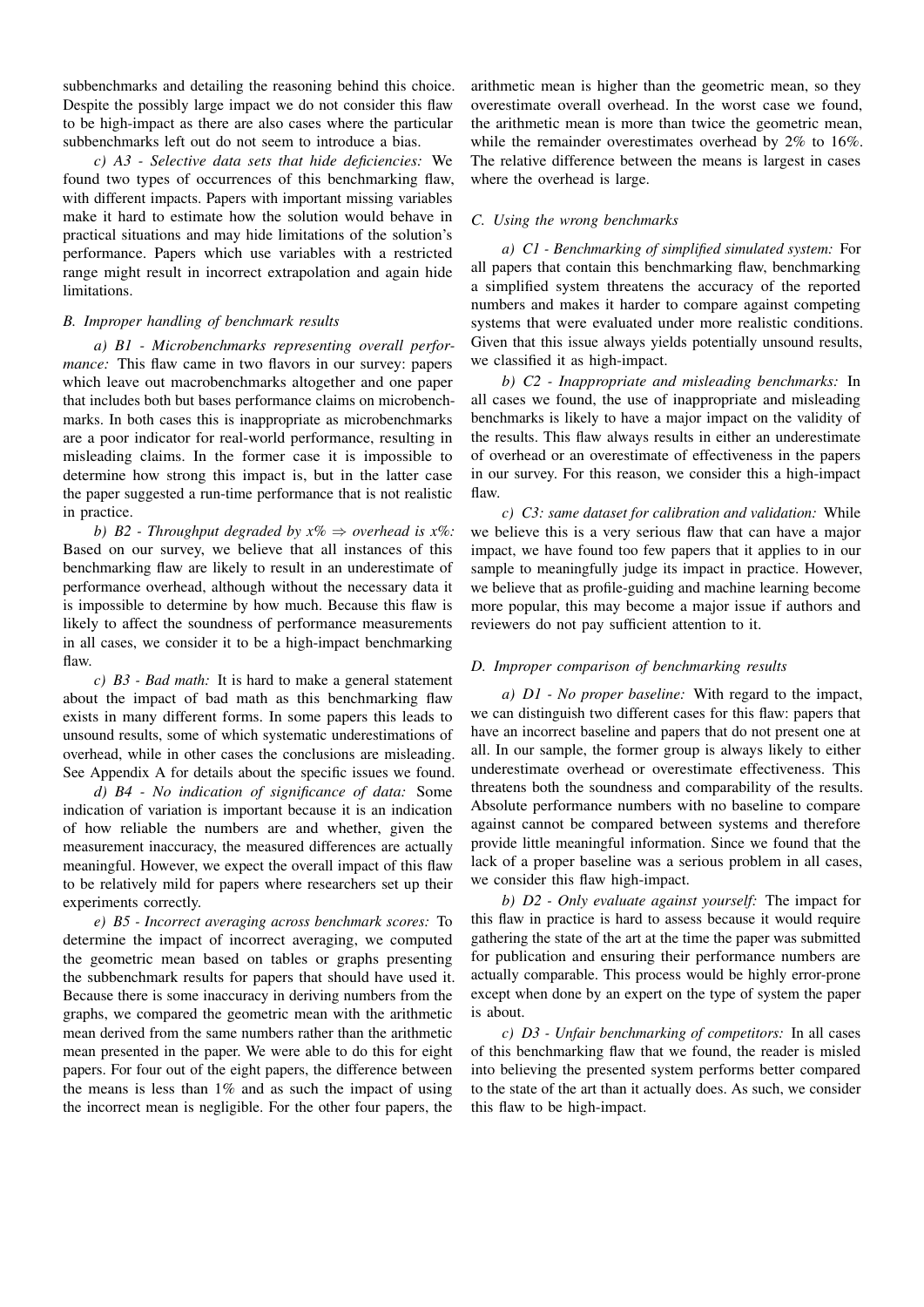subbenchmarks and detailing the reasoning behind this choice. Despite the possibly large impact we do not consider this flaw to be high-impact as there are also cases where the particular subbenchmarks left out do not seem to introduce a bias.

*c) A3 - Selective data sets that hide deficiencies:* We found two types of occurrences of this benchmarking flaw, with different impacts. Papers with important missing variables make it hard to estimate how the solution would behave in practical situations and may hide limitations of the solution's performance. Papers which use variables with a restricted range might result in incorrect extrapolation and again hide limitations.

### B. Improper handling of benchmark results

*a) B1 - Microbenchmarks representing overall performance:* This flaw came in two flavors in our survey: papers which leave out macrobenchmarks altogether and one paper that includes both but bases performance claims on microbenchmarks. In both cases this is inappropriate as microbenchmarks are a poor indicator for real-world performance, resulting in misleading claims. In the former case it is impossible to determine how strong this impact is, but in the latter case the paper suggested a run-time performance that is not realistic in practice.

*b) B2 - Throughput degraded by x% $\Rightarrow$ overhead is x%:* Based on our survey, we believe that all instances of this benchmarking flaw are likely to result in an underestimate of performance overhead, although without the necessary data it is impossible to determine by how much. Because this flaw is likely to affect the soundness of performance measurements in all cases, we consider it to be a high-impact benchmarking flaw.

*c) B3 - Bad math:* It is hard to make a general statement about the impact of bad math as this benchmarking flaw exists in many different forms. In some papers this leads to unsound results, some of which systematic underestimations of overhead, while in other cases the conclusions are misleading. See Appendix A for details about the specific issues we found.

*d) B4 - No indication of significance of data:* Some indication of variation is important because it is an indication of how reliable the numbers are and whether, given the measurement inaccuracy, the measured differences are actually meaningful. However, we expect the overall impact of this flaw to be relatively mild for papers where researchers set up their experiments correctly.

*e) B5 - Incorrect averaging across benchmark scores:* To determine the impact of incorrect averaging, we computed the geometric mean based on tables or graphs presenting the subbenchmark results for papers that should have used it. Because there is some inaccuracy in deriving numbers from the graphs, we compared the geometric mean with the arithmetic mean derived from the same numbers rather than the arithmetic mean presented in the paper. We were able to do this for eight papers. For four out of the eight papers, the difference between the means is less than 1% and as such the impact of using the incorrect mean is negligible. For the other four papers, the arithmetic mean is higher than the geometric mean, so they overestimate overall overhead. In the worst case we found, the arithmetic mean is more than twice the geometric mean, while the remainder overestimates overhead by 2% to 16%. The relative difference between the means is largest in cases where the overhead is large.

### C. Using the wrong benchmarks

*a) C1 - Benchmarking of simplified simulated system:* For all papers that contain this benchmarking flaw, benchmarking a simplified system threatens the accuracy of the reported numbers and makes it harder to compare against competing systems that were evaluated under more realistic conditions. Given that this issue always yields potentially unsound results, we classified it as high-impact.

*b) C2 - Inappropriate and misleading benchmarks:* In all cases we found, the use of inappropriate and misleading benchmarks is likely to have a major impact on the validity of the results. This flaw always results in either an underestimate of overhead or an overestimate of effectiveness in the papers in our survey. For this reason, we consider this a high-impact flaw.

*c) C3: same dataset for calibration and validation:* While we believe this is a very serious flaw that can have a major impact, we have found too few papers that it applies to in our sample to meaningfully judge its impact in practice. However, we believe that as profile-guiding and machine learning become more popular, this may become a major issue if authors and reviewers do not pay sufficient attention to it.

### D. Improper comparison of benchmarking results

*a) D1 - No proper baseline:* With regard to the impact, we can distinguish two different cases for this flaw: papers that have an incorrect baseline and papers that do not present one at all. In our sample, the former group is always likely to either underestimate overhead or overestimate effectiveness. This threatens both the soundness and comparability of the results. Absolute performance numbers with no baseline to compare against cannot be compared between systems and therefore provide little meaningful information. Since we found that the lack of a proper baseline was a serious problem in all cases, we consider this flaw high-impact.

*b) D2 - Only evaluate against yourself:* The impact for this flaw in practice is hard to assess because it would require gathering the state of the art at the time the paper was submitted for publication and ensuring their performance numbers are actually comparable. This process would be highly error-prone except when done by an expert on the type of system the paper is about.

*c) D3 - Unfair benchmarking of competitors:* In all cases of this benchmarking flaw that we found, the reader is misled into believing the presented system performs better compared to the state of the art than it actually does. As such, we consider this flaw to be high-impact.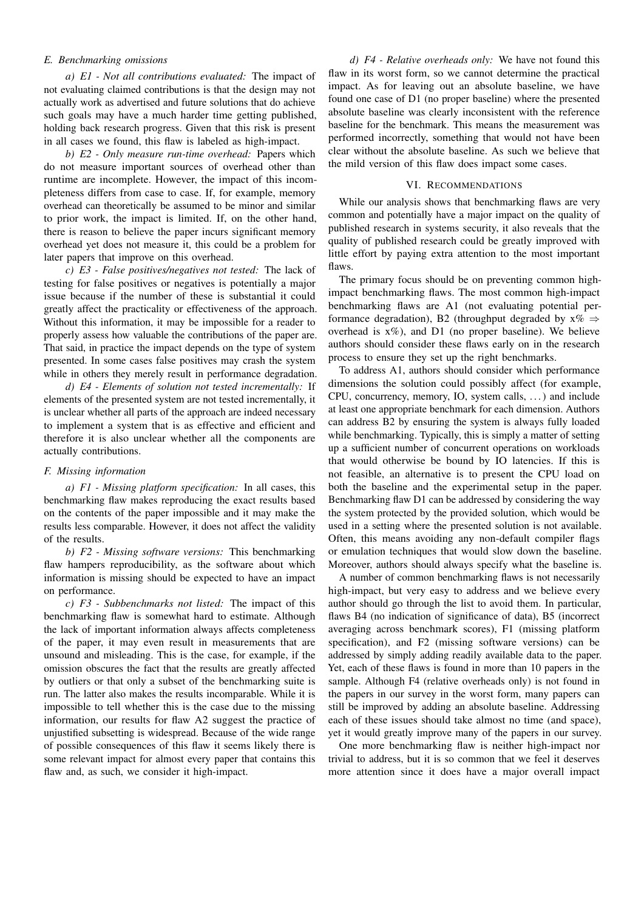### E. Benchmarking omissions

*a) E1 - Not all contributions evaluated:* The impact of not evaluating claimed contributions is that the design may not actually work as advertised and future solutions that do achieve such goals may have a much harder time getting published, holding back research progress. Given that this risk is present in all cases we found, this flaw is labeled as high-impact.

*b) E2 - Only measure run-time overhead:* Papers which do not measure important sources of overhead other than runtime are incomplete. However, the impact of this incompleteness differs from case to case. If, for example, memory overhead can theoretically be assumed to be minor and similar to prior work, the impact is limited. If, on the other hand, there is reason to believe the paper incurs significant memory overhead yet does not measure it, this could be a problem for later papers that improve on this overhead.

*c) E3 - False positives/negatives not tested:* The lack of testing for false positives or negatives is potentially a major issue because if the number of these is substantial it could greatly affect the practicality or effectiveness of the approach. Without this information, it may be impossible for a reader to properly assess how valuable the contributions of the paper are. That said, in practice the impact depends on the type of system presented. In some cases false positives may crash the system while in others they merely result in performance degradation.

*d) E4 - Elements of solution not tested incrementally:* If elements of the presented system are not tested incrementally, it is unclear whether all parts of the approach are indeed necessary to implement a system that is as effective and efficient and therefore it is also unclear whether all the components are actually contributions.

### F. Missing information

*a) F1 - Missing platform specification:* In all cases, this benchmarking flaw makes reproducing the exact results based on the contents of the paper impossible and it may make the results less comparable. However, it does not affect the validity of the results.

*b) F2 - Missing software versions:* This benchmarking flaw hampers reproducibility, as the software about which information is missing should be expected to have an impact on performance.

*c) F3 - Subbenchmarks not listed:* The impact of this benchmarking flaw is somewhat hard to estimate. Although the lack of important information always affects completeness of the paper, it may even result in measurements that are unsound and misleading. This is the case, for example, if the omission obscures the fact that the results are greatly affected by outliers or that only a subset of the benchmarking suite is run. The latter also makes the results incomparable. While it is impossible to tell whether this is the case due to the missing information, our results for flaw A2 suggest the practice of unjustified subsetting is widespread. Because of the wide range of possible consequences of this flaw it seems likely there is some relevant impact for almost every paper that contains this flaw and, as such, we consider it high-impact.

*d) F4 - Relative overheads only:* We have not found this flaw in its worst form, so we cannot determine the practical impact. As for leaving out an absolute baseline, we have found one case of D1 (no proper baseline) where the presented absolute baseline was clearly inconsistent with the reference baseline for the benchmark. This means the measurement was performed incorrectly, something that would not have been clear without the absolute baseline. As such we believe that the mild version of this flaw does impact some cases.

## VI. Recommendations

While our analysis shows that benchmarking flaws are very common and potentially have a major impact on the quality of published research in systems security, it also reveals that the quality of published research could be greatly improved with little effort by paying extra attention to the most important flaws.

The primary focus should be on preventing common high-impact benchmarking flaws. The most common high-impact benchmarking flaws are A1 (not evaluating potential performance degradation), B2 (throughput degraded by x% $\Rightarrow$ overhead is x%), and D1 (no proper baseline). We believe authors should consider these flaws early on in the research process to ensure they set up the right benchmarks.

To address A1, authors should consider which performance dimensions the solution could possibly affect (for example, CPU, concurrency, memory, IO, system calls, ...) and include at least one appropriate benchmark for each dimension. Authors can address B2 by ensuring the system is always fully loaded while benchmarking. Typically, this is simply a matter of setting up a sufficient number of concurrent operations on workloads that would otherwise be bound by IO latencies. If this is not feasible, an alternative is to present the CPU load on both the baseline and the experimental setup in the paper. Benchmarking flaw D1 can be addressed by considering the way the system protected by the provided solution, which would be used in a setting where the presented solution is not available. Often, this means avoiding any non-default compiler flags or emulation techniques that would slow down the baseline. Moreover, authors should always specify what the baseline is.

A number of common benchmarking flaws is not necessarily high-impact, but very easy to address and we believe every author should go through the list to avoid them. In particular, flaws B4 (no indication of significance of data), B5 (incorrect averaging across benchmark scores), F1 (missing platform specification), and F2 (missing software versions) can be addressed by simply adding readily available data to the paper. Yet, each of these flaws is found in more than 10 papers in the sample. Although F4 (relative overheads only) is not found in the papers in our survey in the worst form, many papers can still be improved by adding an absolute baseline. Addressing each of these issues should take almost no time (and space), yet it would greatly improve many of the papers in our survey.

One more benchmarking flaw is neither high-impact nor trivial to address, but it is so common that we feel it deserves more attention since it does have a major overall impact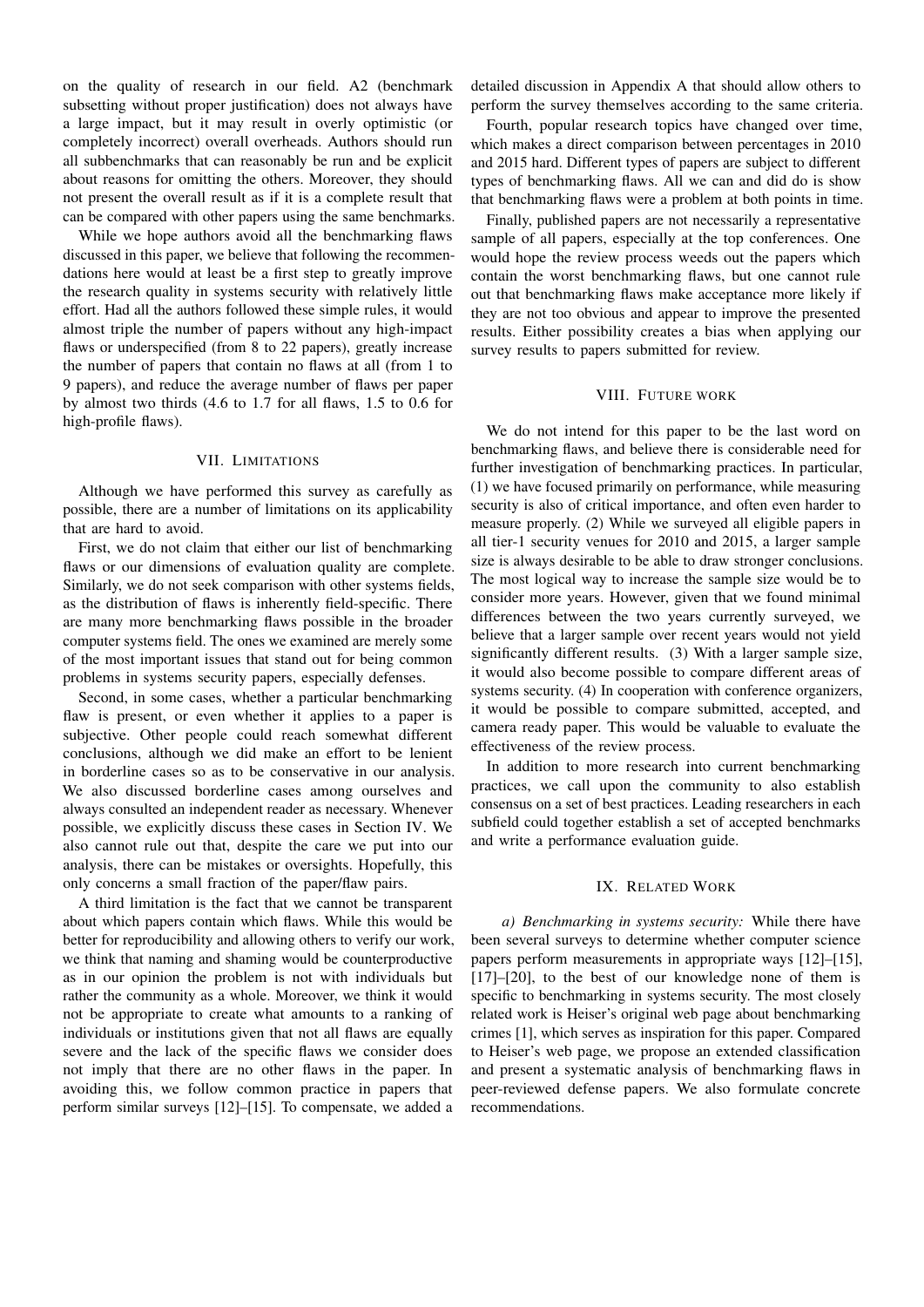on the quality of research in our field. A2 (benchmark subsetting without proper justification) does not always have a large impact, but it may result in overly optimistic (or completely incorrect) overall overheads. Authors should run all subbenchmarks that can reasonably be run and be explicit about reasons for omitting the others. Moreover, they should not present the overall result as if it is a complete result that can be compared with other papers using the same benchmarks.

While we hope authors avoid all the benchmarking flaws discussed in this paper, we believe that following the recommendations here would at least be a first step to greatly improve the research quality in systems security with relatively little effort. Had all the authors followed these simple rules, it would almost triple the number of papers without any high-impact flaws or underspecified (from 8 to 22 papers), greatly increase the number of papers that contain no flaws at all (from 1 to 9 papers), and reduce the average number of flaws per paper by almost two thirds (4.6 to 1.7 for all flaws, 1.5 to 0.6 for high-profile flaws).

## VII. Limitations

Although we have performed this survey as carefully as possible, there are a number of limitations on its applicability that are hard to avoid.

First, we do not claim that either our list of benchmarking flaws or our dimensions of evaluation quality are complete. Similarly, we do not seek comparison with other systems fields, as the distribution of flaws is inherently field-specific. There are many more benchmarking flaws possible in the broader computer systems field. The ones we examined are merely some of the most important issues that stand out for being common problems in systems security papers, especially defenses.

Second, in some cases, whether a particular benchmarking flaw is present, or even whether it applies to a paper is subjective. Other people could reach somewhat different conclusions, although we did make an effort to be lenient in borderline cases so as to be conservative in our analysis. We also discussed borderline cases among ourselves and always consulted an independent reader as necessary. Whenever possible, we explicitly discuss these cases in Section IV. We also cannot rule out that, despite the care we put into our analysis, there can be mistakes or oversights. Hopefully, this only concerns a small fraction of the paper/flaw pairs.

A third limitation is the fact that we cannot be transparent about which papers contain which flaws. While this would be better for reproducibility and allowing others to verify our work, we think that naming and shaming would be counterproductive as in our opinion the problem is not with individuals but rather the community as a whole. Moreover, we think it would not be appropriate to create what amounts to a ranking of individuals or institutions given that not all flaws are equally severe and the lack of the specific flaws we consider does not imply that there are no other flaws in the paper. In avoiding this, we follow common practice in papers that perform similar surveys [12]–[15]. To compensate, we added a detailed discussion in Appendix A that should allow others to perform the survey themselves according to the same criteria.

Fourth, popular research topics have changed over time, which makes a direct comparison between percentages in 2010 and 2015 hard. Different types of papers are subject to different types of benchmarking flaws. All we can and did do is show that benchmarking flaws were a problem at both points in time.

Finally, published papers are not necessarily a representative sample of all papers, especially at the top conferences. One would hope the review process weeds out the papers which contain the worst benchmarking flaws, but one cannot rule out that benchmarking flaws make acceptance more likely if they are not too obvious and appear to improve the presented results. Either possibility creates a bias when applying our survey results to papers submitted for review.

## VIII. Future work

We do not intend for this paper to be the last word on benchmarking flaws, and believe there is considerable need for further investigation of benchmarking practices. In particular, (1) we have focused primarily on performance, while measuring security is also of critical importance, and often even harder to measure properly. (2) While we surveyed all eligible papers in all tier-1 security venues for 2010 and 2015, a larger sample size is always desirable to be able to draw stronger conclusions. The most logical way to increase the sample size would be to consider more years. However, given that we found minimal differences between the two years currently surveyed, we believe that a larger sample over recent years would not yield significantly different results. (3) With a larger sample size, it would also become possible to compare different areas of systems security. (4) In cooperation with conference organizers, it would be possible to compare submitted, accepted, and camera ready paper. This would be valuable to evaluate the effectiveness of the review process.

In addition to more research into current benchmarking practices, we call upon the community to also establish consensus on a set of best practices. Leading researchers in each subfield could together establish a set of accepted benchmarks and write a performance evaluation guide.

## IX. Related Work

*a) Benchmarking in systems security:* While there have been several surveys to determine whether computer science papers perform measurements in appropriate ways [12]–[15], [17]–[20], to the best of our knowledge none of them is specific to benchmarking in systems security. The most closely related work is Heiser's original web page about benchmarking crimes [1], which serves as inspiration for this paper. Compared to Heiser's web page, we propose an extended classification and present a systematic analysis of benchmarking flaws in peer-reviewed defense papers. We also formulate concrete recommendations.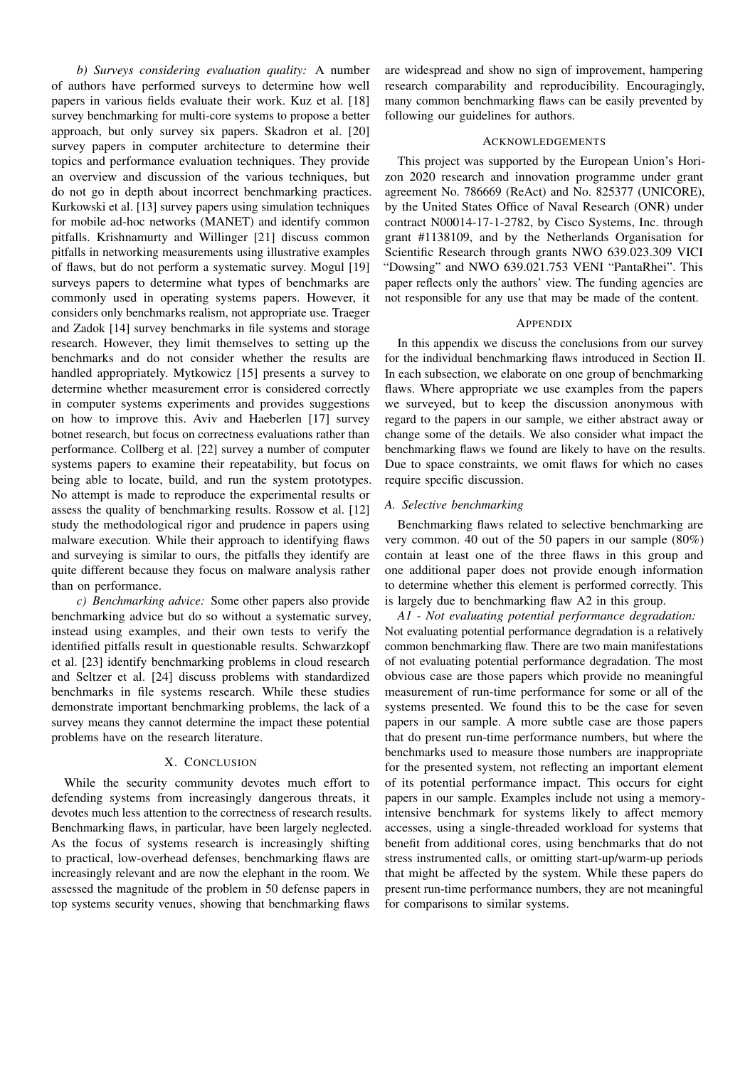*b) Surveys considering evaluation quality:* A number of authors have performed surveys to determine how well papers in various fields evaluate their work. Kuz et al. [18] survey benchmarking for multi-core systems to propose a better approach, but only survey six papers. Skadron et al. [20] survey papers in computer architecture to determine their topics and performance evaluation techniques. They provide an overview and discussion of the various techniques, but do not go in depth about incorrect benchmarking practices. Kurkowski et al. [13] survey papers using simulation techniques for mobile ad-hoc networks (MANET) and identify common pitfalls. Krishnamurty and Willinger [21] discuss common pitfalls in networking measurements using illustrative examples of flaws, but do not perform a systematic survey. Mogul [19] surveys papers to determine what types of benchmarks are commonly used in operating systems papers. However, it considers only benchmarks realism, not appropriate use. Traeger and Zadok [14] survey benchmarks in file systems and storage research. However, they limit themselves to setting up the benchmarks and do not consider whether the results are handled appropriately. Mytkowicz [15] presents a survey to determine whether measurement error is considered correctly in computer systems experiments and provides suggestions on how to improve this. Aviv and Haeberlen [17] survey botnet research, but focus on correctness evaluations rather than performance. Collberg et al. [22] survey a number of computer systems papers to examine their repeatability, but focus on being able to locate, build, and run the system prototypes. No attempt is made to reproduce the experimental results or assess the quality of benchmarking results. Rossow et al. [12] study the methodological rigor and prudence in papers using malware execution. While their approach to identifying flaws and surveying is similar to ours, the pitfalls they identify are quite different because they focus on malware analysis rather than on performance.

*c) Benchmarking advice:* Some other papers also provide benchmarking advice but do so without a systematic survey, instead using examples, and their own tests to verify the identified pitfalls result in questionable results. Schwarzkopf et al. [23] identify benchmarking problems in cloud research and Seltzer et al. [24] discuss problems with standardized benchmarks in file systems research. While these studies demonstrate important benchmarking problems, the lack of a survey means they cannot determine the impact these potential problems have on the research literature.

## X. Conclusion

While the security community devotes much effort to defending systems from increasingly dangerous threats, it devotes much less attention to the correctness of research results. Benchmarking flaws, in particular, have been largely neglected. As the focus of systems research is increasingly shifting to practical, low-overhead defenses, benchmarking flaws are increasingly relevant and are now the elephant in the room. We assessed the magnitude of the problem in 50 defense papers in top systems security venues, showing that benchmarking flaws are widespread and show no sign of improvement, hampering research comparability and reproducibility. Encouragingly, many common benchmarking flaws can be easily prevented by following our guidelines for authors.

## Acknowledgements

This project was supported by the European Union's Horizon 2020 research and innovation programme under grant agreement No. 786669 (ReAct) and No. 825377 (UNICORE), by the United States Office of Naval Research (ONR) under contract N00014-17-1-2782, by Cisco Systems, Inc. through grant #1138109, and by the Netherlands Organisation for Scientific Research through grants NWO 639.023.309 VICI "Dowsing" and NWO 639.021.753 VENI "PantaRhei". This paper reflects only the authors' view. The funding agencies are not responsible for any use that may be made of the content.

## Appendix

In this appendix we discuss the conclusions from our survey for the individual benchmarking flaws introduced in Section II. In each subsection, we elaborate on one group of benchmarking flaws. Where appropriate we use examples from the papers we surveyed, but to keep the discussion anonymous with regard to the papers in our sample, we either abstract away or change some of the details. We also consider what impact the benchmarking flaws we found are likely to have on the results. Due to space constraints, we omit flaws for which no cases require specific discussion.

### *A. Selective benchmarking*

Benchmarking flaws related to selective benchmarking are very common. 40 out of the 50 papers in our sample (80%) contain at least one of the three flaws in this group and one additional paper does not provide enough information to determine whether this element is performed correctly. This is largely due to benchmarking flaw A2 in this group.

*A1 - Not evaluating potential performance degradation:* Not evaluating potential performance degradation is a relatively common benchmarking flaw. There are two main manifestations of not evaluating potential performance degradation. The most obvious case are those papers which provide no meaningful measurement of run-time performance for some or all of the systems presented. We found this to be the case for seven papers in our sample. A more subtle case are those papers that do present run-time performance numbers, but where the benchmarks used to measure those numbers are inappropriate for the presented system, not reflecting an important element of its potential performance impact. This occurs for eight papers in our sample. Examples include not using a memory-intensive benchmark for systems likely to affect memory accesses, using a single-threaded workload for systems that benefit from additional cores, using benchmarks that do not stress instrumented calls, or omitting start-up/warm-up periods that might be affected by the system. While these papers do present run-time performance numbers, they are not meaningful for comparisons to similar systems.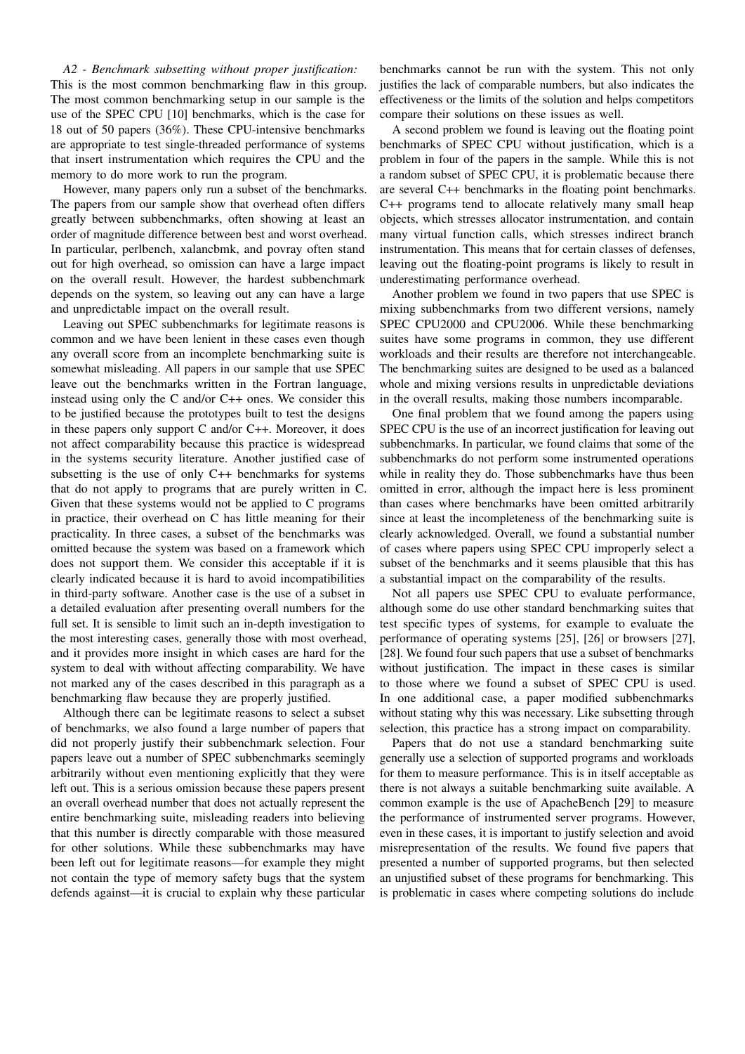*A2 - Benchmark subsetting without proper justification:* This is the most common benchmarking flaw in this group. The most common benchmarking setup in our sample is the use of the SPEC CPU [10] benchmarks, which is the case for 18 out of 50 papers (36%). These CPU-intensive benchmarks are appropriate to test single-threaded performance of systems that insert instrumentation which requires the CPU and the memory to do more work to run the program.

However, many papers only run a subset of the benchmarks. The papers from our sample show that overhead often differs greatly between subbenchmarks, often showing at least an order of magnitude difference between best and worst overhead. In particular, perlbench, xalancbmk, and povray often stand out for high overhead, so omission can have a large impact on the overall result. However, the hardest subbenchmark depends on the system, so leaving out any can have a large and unpredictable impact on the overall result.

Leaving out SPEC subbenchmarks for legitimate reasons is common and we have been lenient in these cases even though any overall score from an incomplete benchmarking suite is somewhat misleading. All papers in our sample that use SPEC leave out the benchmarks written in the Fortran language, instead using only the C and/or C++ ones. We consider this to be justified because the prototypes built to test the designs in these papers only support C and/or C++. Moreover, it does not affect comparability because this practice is widespread in the systems security literature. Another justified case of subsetting is the use of only C++ benchmarks for systems that do not apply to programs that are purely written in C. Given that these systems would not be applied to C programs in practice, their overhead on C has little meaning for their practicality. In three cases, a subset of the benchmarks was omitted because the system was based on a framework which does not support them. We consider this acceptable if it is clearly indicated because it is hard to avoid incompatibilities in third-party software. Another case is the use of a subset in a detailed evaluation after presenting overall numbers for the full set. It is sensible to limit such an in-depth investigation to the most interesting cases, generally those with most overhead, and it provides more insight in which cases are hard for the system to deal with without affecting comparability. We have not marked any of the cases described in this paragraph as a benchmarking flaw because they are properly justified.

Although there can be legitimate reasons to select a subset of benchmarks, we also found a large number of papers that did not properly justify their subbenchmark selection. Four papers leave out a number of SPEC subbenchmarks seemingly arbitrarily without even mentioning explicitly that they were left out. This is a serious omission because these papers present an overall overhead number that does not actually represent the entire benchmarking suite, misleading readers into believing that this number is directly comparable with those measured for other solutions. While these subbenchmarks may have been left out for legitimate reasons—for example they might not contain the type of memory safety bugs that the system defends against—it is crucial to explain why these particular benchmarks cannot be run with the system. This not only justifies the lack of comparable numbers, but also indicates the effectiveness or the limits of the solution and helps competitors compare their solutions on these issues as well.

A second problem we found is leaving out the floating point benchmarks of SPEC CPU without justification, which is a problem in four of the papers in the sample. While this is not a random subset of SPEC CPU, it is problematic because there are several C++ benchmarks in the floating point benchmarks. C++ programs tend to allocate relatively many small heap objects, which stresses allocator instrumentation, and contain many virtual function calls, which stresses indirect branch instrumentation. This means that for certain classes of defenses, leaving out the floating-point programs is likely to result in underestimating performance overhead.

Another problem we found in two papers that use SPEC is mixing subbenchmarks from two different versions, namely SPEC CPU2000 and CPU2006. While these benchmarking suites have some programs in common, they use different workloads and their results are therefore not interchangeable. The benchmarking suites are designed to be used as a balanced whole and mixing versions results in unpredictable deviations in the overall results, making those numbers incomparable.

One final problem that we found among the papers using SPEC CPU is the use of an incorrect justification for leaving out subbenchmarks. In particular, we found claims that some of the subbenchmarks do not perform some instrumented operations while in reality they do. Those subbenchmarks have thus been omitted in error, although the impact here is less prominent than cases where benchmarks have been omitted arbitrarily since at least the incompleteness of the benchmarking suite is clearly acknowledged. Overall, we found a substantial number of cases where papers using SPEC CPU improperly select a subset of the benchmarks and it seems plausible that this has a substantial impact on the comparability of the results.

Not all papers use SPEC CPU to evaluate performance, although some do use other standard benchmarking suites that test specific types of systems, for example to evaluate the performance of operating systems [25], [26] or browsers [27], [28]. We found four such papers that use a subset of benchmarks without justification. The impact in these cases is similar to those where we found a subset of SPEC CPU is used. In one additional case, a paper modified subbenchmarks without stating why this was necessary. Like subsetting through selection, this practice has a strong impact on comparability.

Papers that do not use a standard benchmarking suite generally use a selection of supported programs and workloads for them to measure performance. This is in itself acceptable as there is not always a suitable benchmarking suite available. A common example is the use of ApacheBench [29] to measure the performance of instrumented server programs. However, even in these cases, it is important to justify selection and avoid misrepresentation of the results. We found five papers that presented a number of supported programs, but then selected an unjustified subset of these programs for benchmarking. This is problematic in cases where competing solutions do include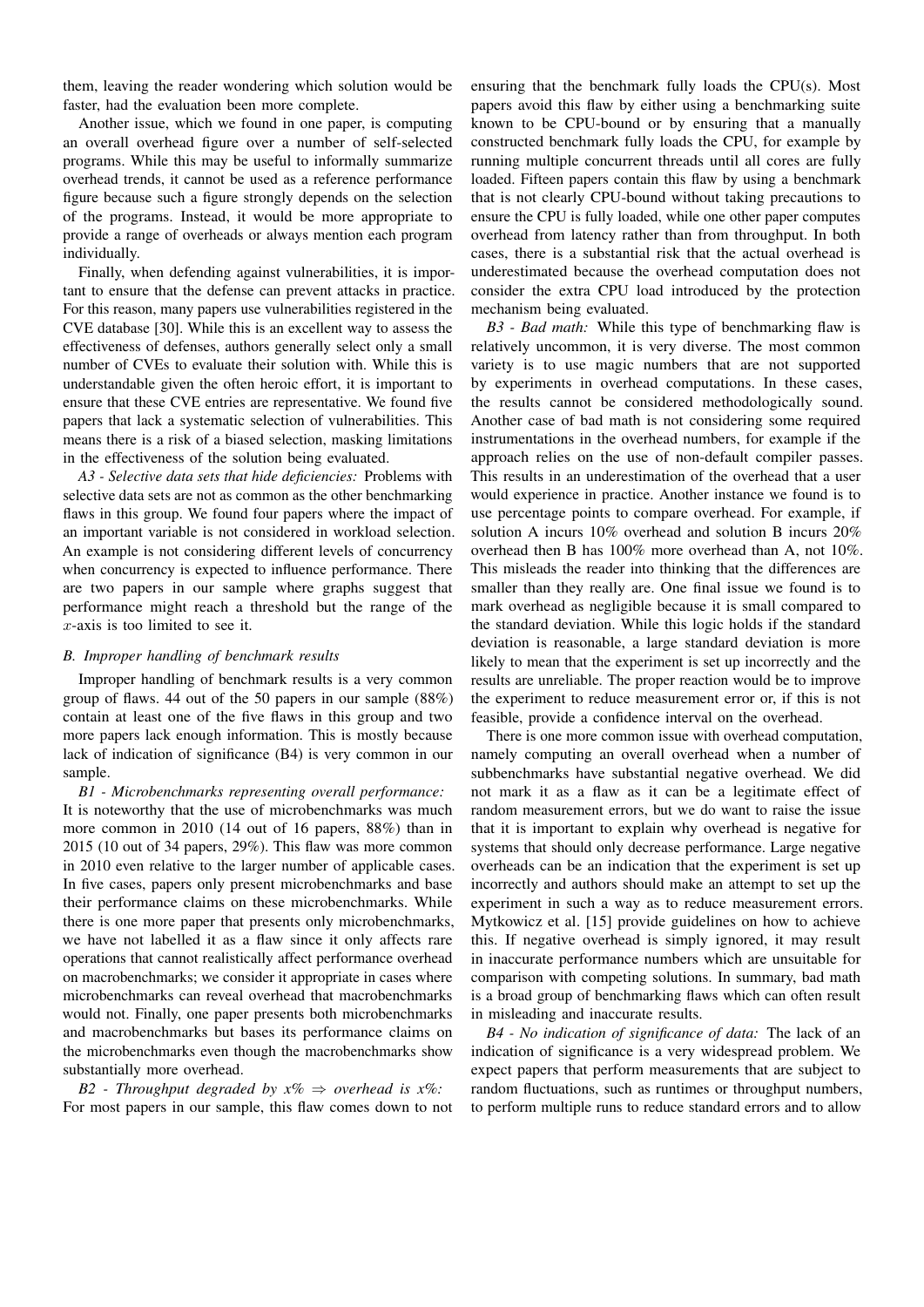them, leaving the reader wondering which solution would be faster, had the evaluation been more complete.

Another issue, which we found in one paper, is computing an overall overhead figure over a number of self-selected programs. While this may be useful to informally summarize overhead trends, it cannot be used as a reference performance figure because such a figure strongly depends on the selection of the programs. Instead, it would be more appropriate to provide a range of overheads or always mention each program individually.

Finally, when defending against vulnerabilities, it is important to ensure that the defense can prevent attacks in practice. For this reason, many papers use vulnerabilities registered in the CVE database [30]. While this is an excellent way to assess the effectiveness of defenses, authors generally select only a small number of CVEs to evaluate their solution with. While this is understandable given the often heroic effort, it is important to ensure that these CVE entries are representative. We found five papers that lack a systematic selection of vulnerabilities. This means there is a risk of a biased selection, masking limitations in the effectiveness of the solution being evaluated.

*A3 - Selective data sets that hide deficiencies:* Problems with selective data sets are not as common as the other benchmarking flaws in this group. We found four papers where the impact of an important variable is not considered in workload selection. An example is not considering different levels of concurrency when concurrency is expected to influence performance. There are two papers in our sample where graphs suggest that performance might reach a threshold but the range of the $x$-axis is too limited to see it.

### B. Improper handling of benchmark results

Improper handling of benchmark results is a very common group of flaws. 44 out of the 50 papers in our sample (88%) contain at least one of the five flaws in this group and two more papers lack enough information. This is mostly because lack of indication of significance (B4) is very common in our sample.

*B1 - Microbenchmarks representing overall performance:* It is noteworthy that the use of microbenchmarks was much more common in 2010 (14 out of 16 papers, 88%) than in 2015 (10 out of 34 papers, 29%). This flaw was more common in 2010 even relative to the larger number of applicable cases. In five cases, papers only present microbenchmarks and base their performance claims on these microbenchmarks. While there is one more paper that presents only microbenchmarks, we have not labelled it as a flaw since it only affects rare operations that cannot realistically affect performance overhead on macrobenchmarks; we consider it appropriate in cases where microbenchmarks can reveal overhead that macrobenchmarks would not. Finally, one paper presents both microbenchmarks and macrobenchmarks but bases its performance claims on the microbenchmarks even though the macrobenchmarks show substantially more overhead.

*B2 - Throughput degraded by $x\% \Rightarrow$ overhead is $x\%$:* For most papers in our sample, this flaw comes down to not ensuring that the benchmark fully loads the CPU(s). Most papers avoid this flaw by either using a benchmarking suite known to be CPU-bound or by ensuring that a manually constructed benchmark fully loads the CPU, for example by running multiple concurrent threads until all cores are fully loaded. Fifteen papers contain this flaw by using a benchmark that is not clearly CPU-bound without taking precautions to ensure the CPU is fully loaded, while one other paper computes overhead from latency rather than from throughput. In both cases, there is a substantial risk that the actual overhead is underestimated because the overhead computation does not consider the extra CPU load introduced by the protection mechanism being evaluated.

*B3 - Bad math:* While this type of benchmarking flaw is relatively uncommon, it is very diverse. The most common variety is to use magic numbers that are not supported by experiments in overhead computations. In these cases, the results cannot be considered methodologically sound. Another case of bad math is not considering some required instrumentations in the overhead numbers, for example if the approach relies on the use of non-default compiler passes. This results in an underestimation of the overhead that a user would experience in practice. Another instance we found is to use percentage points to compare overhead. For example, if solution A incurs 10% overhead and solution B incurs 20% overhead then B has 100% more overhead than A, not 10%. This misleads the reader into thinking that the differences are smaller than they really are. One final issue we found is to mark overhead as negligible because it is small compared to the standard deviation. While this logic holds if the standard deviation is reasonable, a large standard deviation is more likely to mean that the experiment is set up incorrectly and the results are unreliable. The proper reaction would be to improve the experiment to reduce measurement error or, if this is not feasible, provide a confidence interval on the overhead.

There is one more common issue with overhead computation, namely computing an overall overhead when a number of subbenchmarks have substantial negative overhead. We did not mark it as a flaw as it can be a legitimate effect of random measurement errors, but we do want to raise the issue that it is important to explain why overhead is negative for systems that should only decrease performance. Large negative overheads can be an indication that the experiment is set up incorrectly and authors should make an attempt to set up the experiment in such a way as to reduce measurement errors. Mytkowicz et al. [15] provide guidelines on how to achieve this. If negative overhead is simply ignored, it may result in inaccurate performance numbers which are unsuitable for comparison with competing solutions. In summary, bad math is a broad group of benchmarking flaws which can often result in misleading and inaccurate results.

*B4 - No indication of significance of data:* The lack of an indication of significance is a very widespread problem. We expect papers that perform measurements that are subject to random fluctuations, such as runtimes or throughput numbers, to perform multiple runs to reduce standard errors and to allow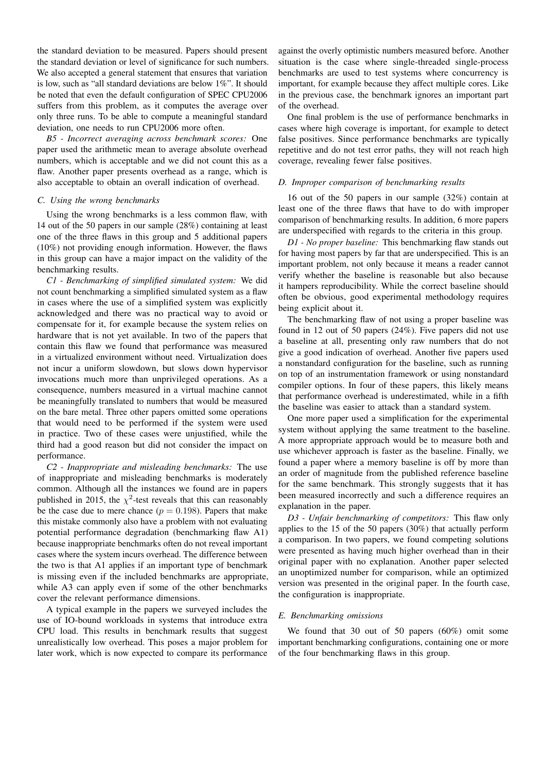the standard deviation to be measured. Papers should present the standard deviation or level of significance for such numbers. We also accepted a general statement that ensures that variation is low, such as "all standard deviations are below 1%". It should be noted that even the default configuration of SPEC CPU2006 suffers from this problem, as it computes the average over only three runs. To be able to compute a meaningful standard deviation, one needs to run CPU2006 more often.

*B5 - Incorrect averaging across benchmark scores:* One paper used the arithmetic mean to average absolute overhead numbers, which is acceptable and we did not count this as a flaw. Another paper presents overhead as a range, which is also acceptable to obtain an overall indication of overhead.

### C. Using the wrong benchmarks

Using the wrong benchmarks is a less common flaw, with 14 out of the 50 papers in our sample (28%) containing at least one of the three flaws in this group and 5 additional papers (10%) not providing enough information. However, the flaws in this group can have a major impact on the validity of the benchmarking results.

*C1 - Benchmarking of simplified simulated system:* We did not count benchmarking a simplified simulated system as a flaw in cases where the use of a simplified system was explicitly acknowledged and there was no practical way to avoid or compensate for it, for example because the system relies on hardware that is not yet available. In two of the papers that contain this flaw we found that performance was measured in a virtualized environment without need. Virtualization does not incur a uniform slowdown, but slows down hypervisor invocations much more than unprivileged operations. As a consequence, numbers measured in a virtual machine cannot be meaningfully translated to numbers that would be measured on the bare metal. Three other papers omitted some operations that would need to be performed if the system were used in practice. Two of these cases were unjustified, while the third had a good reason but did not consider the impact on performance.

*C2 - Inappropriate and misleading benchmarks:* The use of inappropriate and misleading benchmarks is moderately common. Although all the instances we found are in papers published in 2015, the $\chi^2$-test reveals that this can reasonably be the case due to mere chance ($p = 0.198$). Papers that make this mistake commonly also have a problem with not evaluating potential performance degradation (benchmarking flaw A1) because inappropriate benchmarks often do not reveal important cases where the system incurs overhead. The difference between the two is that A1 applies if an important type of benchmark is missing even if the included benchmarks are appropriate, while A3 can apply even if some of the other benchmarks cover the relevant performance dimensions.

A typical example in the papers we surveyed includes the use of IO-bound workloads in systems that introduce extra CPU load. This results in benchmark results that suggest unrealistically low overhead. This poses a major problem for later work, which is now expected to compare its performance against the overly optimistic numbers measured before. Another situation is the case where single-threaded single-process benchmarks are used to test systems where concurrency is important, for example because they affect multiple cores. Like in the previous case, the benchmark ignores an important part of the overhead.

One final problem is the use of performance benchmarks in cases where high coverage is important, for example to detect false positives. Since performance benchmarks are typically repetitive and do not test error paths, they will not reach high coverage, revealing fewer false positives.

### D. Improper comparison of benchmarking results

16 out of the 50 papers in our sample (32%) contain at least one of the three flaws that have to do with improper comparison of benchmarking results. In addition, 6 more papers are underspecified with regards to the criteria in this group.

*D1 - No proper baseline:* This benchmarking flaw stands out for having most papers by far that are underspecified. This is an important problem, not only because it means a reader cannot verify whether the baseline is reasonable but also because it hampers reproducibility. While the correct baseline should often be obvious, good experimental methodology requires being explicit about it.

The benchmarking flaw of not using a proper baseline was found in 12 out of 50 papers (24%). Five papers did not use a baseline at all, presenting only raw numbers that do not give a good indication of overhead. Another five papers used a nonstandard configuration for the baseline, such as running on top of an instrumentation framework or using nonstandard compiler options. In four of these papers, this likely means that performance overhead is underestimated, while in a fifth the baseline was easier to attack than a standard system.

One more paper used a simplification for the experimental system without applying the same treatment to the baseline. A more appropriate approach would be to measure both and use whichever approach is faster as the baseline. Finally, we found a paper where a memory baseline is off by more than an order of magnitude from the published reference baseline for the same benchmark. This strongly suggests that it has been measured incorrectly and such a difference requires an explanation in the paper.

*D3 - Unfair benchmarking of competitors:* This flaw only applies to the 15 of the 50 papers (30%) that actually perform a comparison. In two papers, we found competing solutions were presented as having much higher overhead than in their original paper with no explanation. Another paper selected an unoptimized number for comparison, while an optimized version was presented in the original paper. In the fourth case, the configuration is inappropriate.

### E. Benchmarking omissions

We found that 30 out of 50 papers (60%) omit some important benchmarking configurations, containing one or more of the four benchmarking flaws in this group.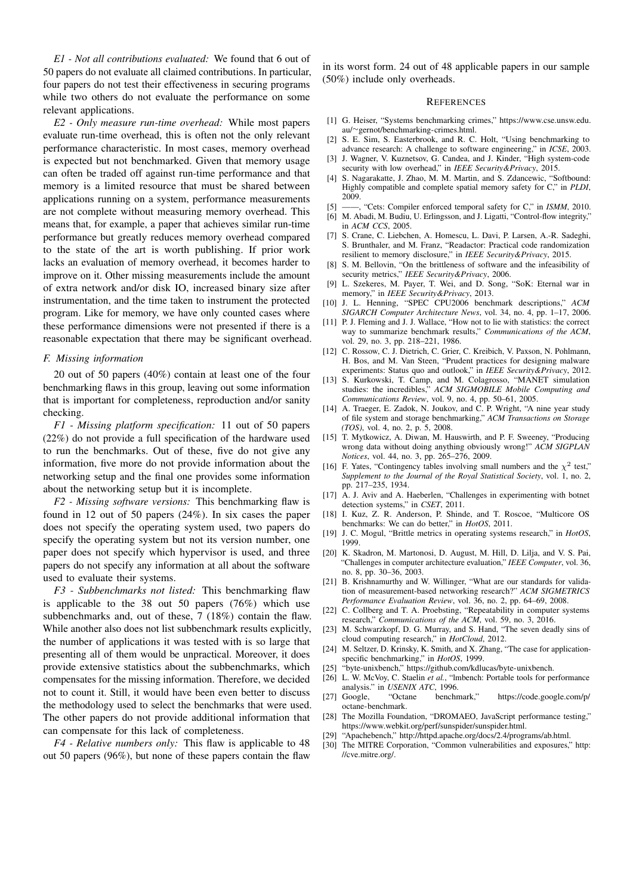*E1 - Not all contributions evaluated:* We found that 6 out of 50 papers do not evaluate all claimed contributions. In particular, four papers do not test their effectiveness in securing programs while two others do not evaluate the performance on some relevant applications.

*E2 - Only measure run-time overhead:* While most papers evaluate run-time overhead, this is often not the only relevant performance characteristic. In most cases, memory overhead is expected but not benchmarked. Given that memory usage can often be traded off against run-time performance and that memory is a limited resource that must be shared between applications running on a system, performance measurements are not complete without measuring memory overhead. This means that, for example, a paper that achieves similar run-time performance but greatly reduces memory overhead compared to the state of the art is worth publishing. If prior work lacks an evaluation of memory overhead, it becomes harder to improve on it. Other missing measurements include the amount of extra network and/or disk IO, increased binary size after instrumentation, and the time taken to instrument the protected program. Like for memory, we have only counted cases where these performance dimensions were not presented if there is a reasonable expectation that there may be significant overhead.

### F. Missing information

20 out of 50 papers (40%) contain at least one of the four benchmarking flaws in this group, leaving out some information that is important for completeness, reproduction and/or sanity checking.

*F1 - Missing platform specification:* 11 out of 50 papers (22%) do not provide a full specification of the hardware used to run the benchmarks. Out of these, five do not give any information, five more do not provide information about the networking setup and the final one provides some information about the networking setup but it is incomplete.

*F2 - Missing software versions:* This benchmarking flaw is found in 12 out of 50 papers (24%). In six cases the paper does not specify the operating system used, two papers do specify the operating system but not its version number, one paper does not specify which hypervisor is used, and three papers do not specify any information at all about the software used to evaluate their systems.

*F3 - Subbenchmarks not listed:* This benchmarking flaw is applicable to the 38 out 50 papers (76%) which use subbenchmarks and, out of these, 7 (18%) contain the flaw. While another also does not list subbenchmark results explicitly, the number of applications it was tested with is so large that presenting all of them would be unpractical. Moreover, it does provide extensive statistics about the subbenchmarks, which compensates for the missing information. Therefore, we decided not to count it. Still, it would have been even better to discuss the methodology used to select the benchmarks that were used. The other papers do not provide additional information that can compensate for this lack of completeness.

*F4 - Relative numbers only:* This flaw is applicable to 48 out 50 papers (96%), but none of these papers contain the flaw in its worst form. 24 out of 48 applicable papers in our sample (50%) include only overheads.

## References

[1] G. Heiser, "Systems benchmarking crimes," https://www.cse.unsw.edu.au/~gernot/benchmarking-crimes.html.

[2] S. E. Sim, S. Easterbrook, and R. C. Holt, "Using benchmarking to advance research: A challenge to software engineering," in *ICSE*, 2003.

[3] J. Wagner, V. Kuznetsov, G. Candea, and J. Kinder, "High system-code security with low overhead," in *IEEE Security&Privacy*, 2015.

[4] S. Nagarakatte, J. Zhao, M. M. Martin, and S. Zdancewic, "Softbound: Highly compatible and complete spatial memory safety for C," in *PLDI*, 2009.

[5] ——, "Cets: Compiler enforced temporal safety for C," in *ISMM*, 2010.

[6] M. Abadi, M. Budiu, U. Erlingsson, and J. Ligatti, "Control-flow integrity," in *ACM CCS*, 2005.

[7] S. Crane, C. Liebchen, A. Homescu, L. Davi, P. Larsen, A.-R. Sadeghi, S. Brunthaler, and M. Franz, "Readactor: Practical code randomization resilient to memory disclosure," in *IEEE Security&Privacy*, 2015.

[8] S. M. Bellovin, "On the brittleness of software and the infeasibility of security metrics," *IEEE Security&Privacy*, 2006.

[9] L. Szekeres, M. Payer, T. Wei, and D. Song, "SoK: Eternal war in memory," in *IEEE Security&Privacy*, 2013.

[10] J. L. Henning, "SPEC CPU2006 benchmark descriptions," *ACM SIGARCH Computer Architecture News*, vol. 34, no. 4, pp. 1–17, 2006.

[11] P. J. Fleming and J. J. Wallace, "How not to lie with statistics: the correct way to summarize benchmark results," *Communications of the ACM*, vol. 29, no. 3, pp. 218–221, 1986.

[12] C. Rossow, C. J. Dietrich, C. Grier, C. Kreibich, V. Paxson, N. Pohlmann, H. Bos, and M. Van Steen, "Prudent practices for designing malware experiments: Status quo and outlook," in *IEEE Security&Privacy*, 2012.

[13] S. Kurkowski, T. Camp, and M. Colagrosso, "MANET simulation studies: the incredibles," *ACM SIGMOBILE Mobile Computing and Communications Review*, vol. 9, no. 4, pp. 50–61, 2005.

[14] A. Traeger, E. Zadok, N. Joukov, and C. P. Wright, "A nine year study of file system and storage benchmarking," *ACM Transactions on Storage (TOS)*, vol. 4, no. 2, p. 5, 2008.

[15] T. Mytkowicz, A. Diwan, M. Hauswirth, and P. F. Sweeney, "Producing wrong data without doing anything obviously wrong!" *ACM SIGPLAN Notices*, vol. 44, no. 3, pp. 265–276, 2009.

[16] F. Yates, "Contingency tables involving small numbers and the $\chi^2$ test," *Supplement to the Journal of the Royal Statistical Society*, vol. 1, no. 2, pp. 217–235, 1934.

[17] A. J. Aviv and A. Haeberlen, "Challenges in experimenting with botnet detection systems," in *CSET*, 2011.

[18] I. Kuz, Z. R. Anderson, P. Shinde, and T. Roscoe, "Multicore OS benchmarks: We can do better," in *HotOS*, 2011.

[19] J. C. Mogul, "Brittle metrics in operating systems research," in *HotOS*, 1999.

[20] K. Skadron, M. Martonosi, D. August, M. Hill, D. Lilja, and V. S. Pai, "Challenges in computer architecture evaluation," *IEEE Computer*, vol. 36, no. 8, pp. 30–36, 2003.

[21] B. Krishnamurthy and W. Willinger, "What are our standards for validation of measurement-based networking research?" *ACM SIGMETRICS Performance Evaluation Review*, vol. 36, no. 2, pp. 64–69, 2008.

[22] C. Collberg and T. A. Proebsting, "Repeatability in computer systems research," *Communications of the ACM*, vol. 59, no. 3, 2016.

[23] M. Schwarzkopf, D. G. Murray, and S. Hand, "The seven deadly sins of cloud computing research," in *HotCloud*, 2012.

[24] M. Seltzer, D. Krinsky, K. Smith, and X. Zhang, "The case for application-specific benchmarking," in *HotOS*, 1999.

[25] "byte-unixbench," https://github.com/kdlucas/byte-unixbench.

[26] L. W. McVoy, C. Staelin *et al.*, "lmbench: Portable tools for performance analysis." in *USENIX ATC*, 1996.

[27] Google, "Octane benchmark," https://code.google.com/p/octane-benchmark.

[28] The Mozilla Foundation, "DROMAEO, JavaScript performance testing," https://www.webkit.org/perf/sunspider/sunspider.html.

[29] "Apachebench," http://httpd.apache.org/docs/2.4/programs/ab.html.

[30] The MITRE Corporation, "Common vulnerabilities and exposures," http://cve.mitre.org/.